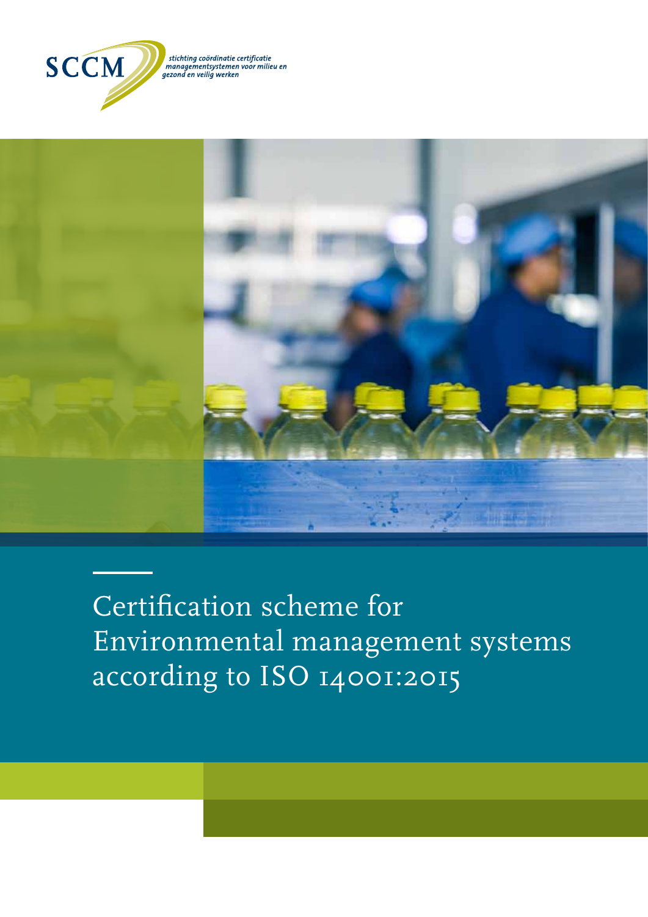SCCM

*stichting coördinatie certificatie managementsystemen voor milieu en gezond en veilig werken*

# Certification scheme for Environmental management systems according to ISO 14001:2015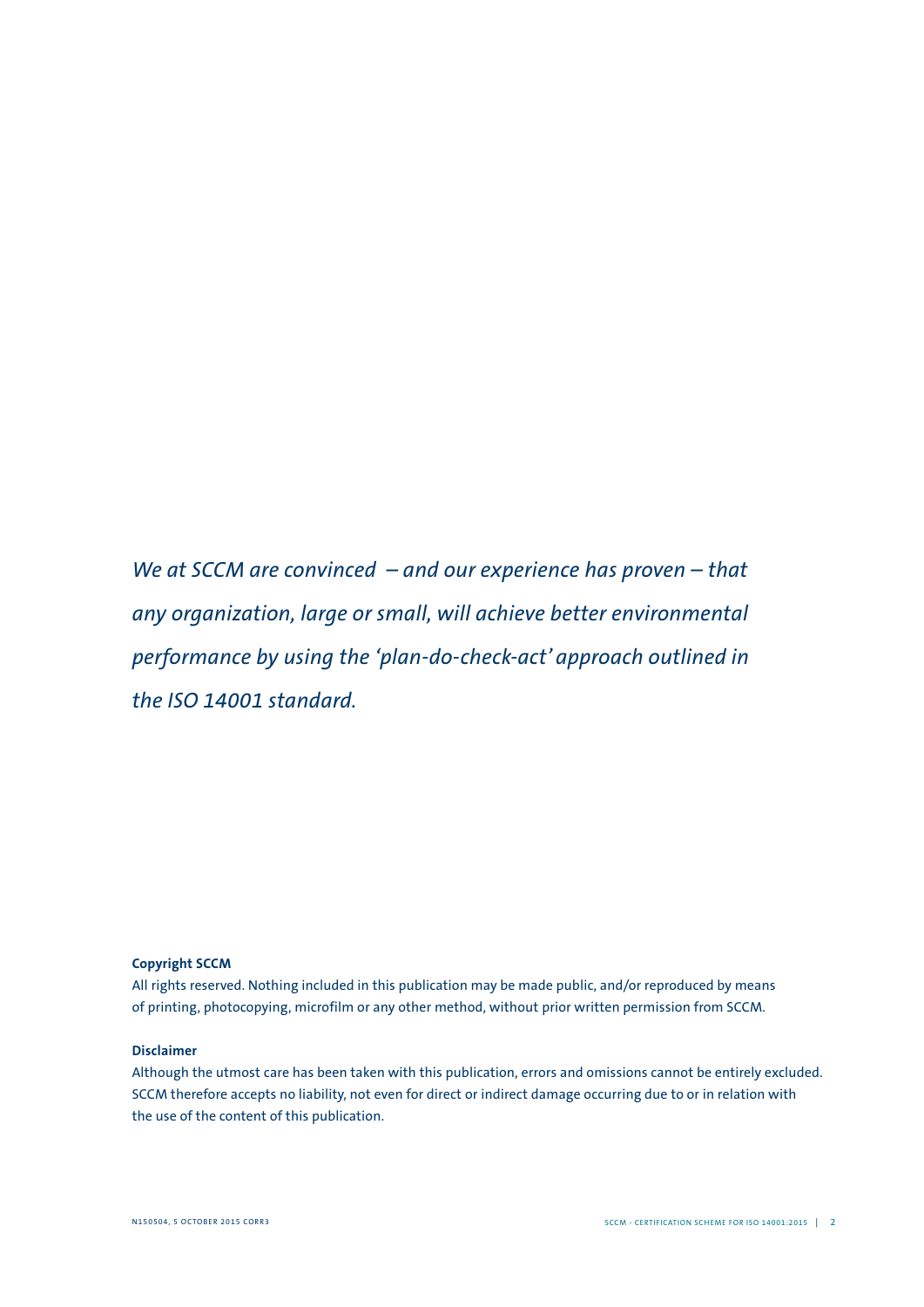*We at SCCM are convinced – and our experience has proven – that any organization, large or small, will achieve better environmental performance by using the 'plan-do-check-act' approach outlined in the ISO 14001 standard.*

**Copyright SCCM**

All rights reserved. Nothing included in this publication may be made public, and/or reproduced by means of printing, photocopying, microfilm or any other method, without prior written permission from SCCM.

**Disclaimer**

Although the utmost care has been taken with this publication, errors and omissions cannot be entirely excluded. SCCM therefore accepts no liability, not even for direct or indirect damage occurring due to or in relation with the use of the content of this publication.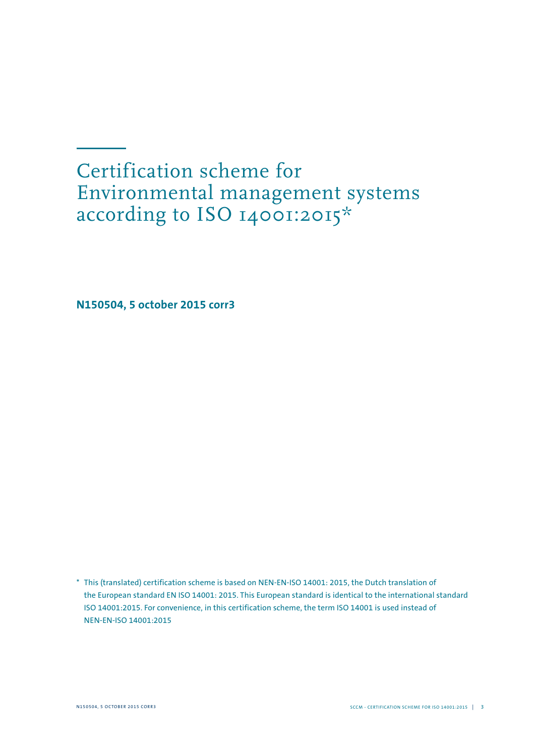# Certification scheme for Environmental management systems according to ISO 14001:2015*

**N150504, 5 october 2015 corr3**

\* This (translated) certification scheme is based on NEN-EN-ISO 14001: 2015, the Dutch translation of the European standard EN ISO 14001: 2015. This European standard is identical to the international standard ISO 14001:2015. For convenience, in this certification scheme, the term ISO 14001 is used instead of NEN-EN-ISO 14001:2015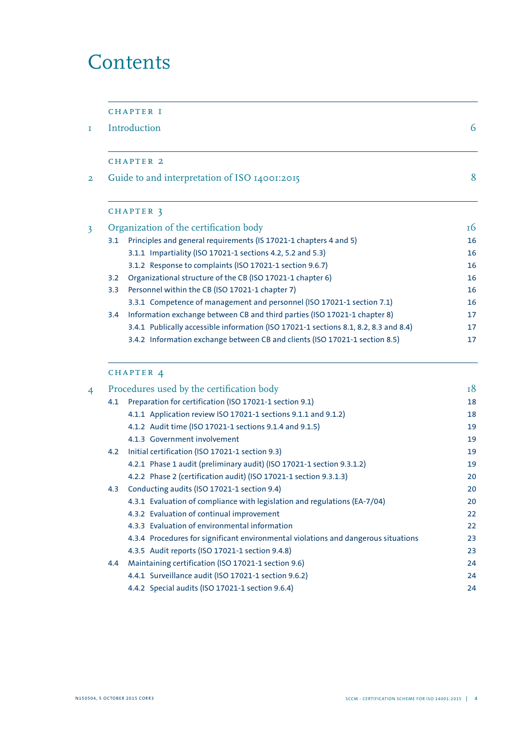# Contents

CHAPTER 1

1 Introduction 6

CHAPTER 2

2 Guide to and interpretation of ISO 14001:2015 8

CHAPTER 3

3 Organization of the certification body 16

- 3.1 Principles and general requirements (IS 17021-1 chapters 4 and 5) 16
  - 3.1.1 Impartiality (ISO 17021-1 sections 4.2, 5.2 and 5.3) 16
  - 3.1.2 Response to complaints (ISO 17021-1 section 9.6.7) 16
- 3.2 Organizational structure of the CB (ISO 17021-1 chapter 6) 16
- 3.3 Personnel within the CB (ISO 17021-1 chapter 7) 16
  - 3.3.1 Competence of management and personnel (ISO 17021-1 section 7.1) 16
- 3.4 Information exchange between CB and third parties (ISO 17021-1 chapter 8) 17
  - 3.4.1 Publically accessible information (ISO 17021-1 sections 8.1, 8.2, 8.3 and 8.4) 17
  - 3.4.2 Information exchange between CB and clients (ISO 17021-1 section 8.5) 17

CHAPTER 4

4 Procedures used by the certification body 18

- 4.1 Preparation for certification (ISO 17021-1 section 9.1) 18
  - 4.1.1 Application review ISO 17021-1 sections 9.1.1 and 9.1.2) 18
  - 4.1.2 Audit time (ISO 17021-1 sections 9.1.4 and 9.1.5) 19
  - 4.1.3 Government involvement 19
- 4.2 Initial certification (ISO 17021-1 section 9.3) 19
  - 4.2.1 Phase 1 audit (preliminary audit) (ISO 17021-1 section 9.3.1.2) 19
  - 4.2.2 Phase 2 (certification audit) (ISO 17021-1 section 9.3.1.3) 20
- 4.3 Conducting audits (ISO 17021-1 section 9.4) 20
  - 4.3.1 Evaluation of compliance with legislation and regulations (EA-7/04) 20
  - 4.3.2 Evaluation of continual improvement 22
  - 4.3.3 Evaluation of environmental information 22
  - 4.3.4 Procedures for significant environmental violations and dangerous situations 23
  - 4.3.5 Audit reports (ISO 17021-1 section 9.4.8) 23
- 4.4 Maintaining certification (ISO 17021-1 section 9.6) 24
  - 4.4.1 Surveillance audit (ISO 17021-1 section 9.6.2) 24
  - 4.4.2 Special audits (ISO 17021-1 section 9.6.4) 24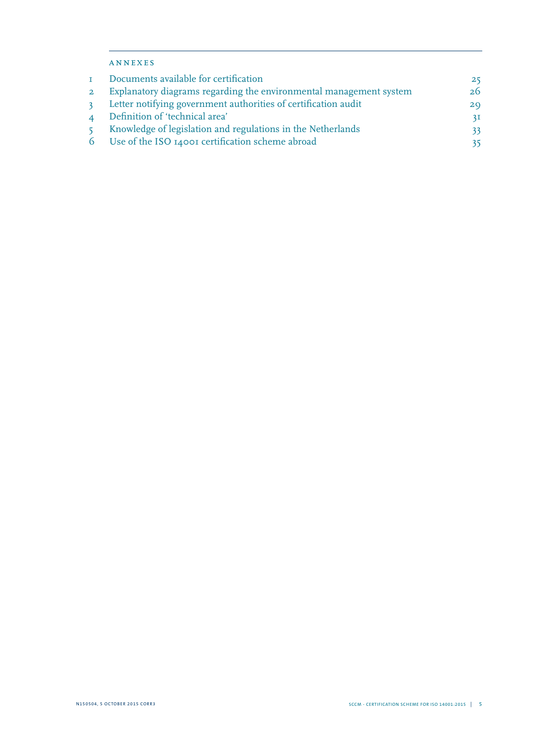## ANNEXES

| | | |
|---|---|---|
| 1 | Documents available for certification | 25 |
| 2 | Explanatory diagrams regarding the environmental management system | 26 |
| 3 | Letter notifying government authorities of certification audit | 29 |
| 4 | Definition of 'technical area' | 31 |
| 5 | Knowledge of legislation and regulations in the Netherlands | 33 |
| 6 | Use of the ISO 14001 certification scheme abroad | 35 |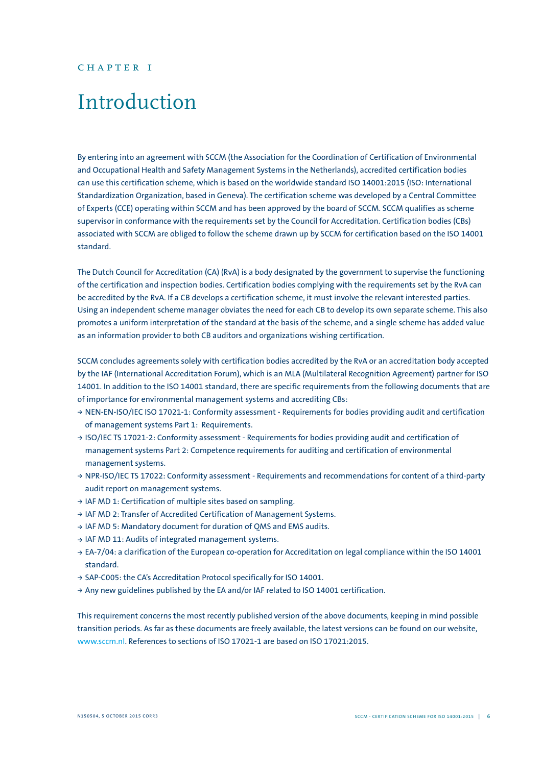CHAPTER I

# Introduction

By entering into an agreement with SCCM (the Association for the Coordination of Certification of Environmental and Occupational Health and Safety Management Systems in the Netherlands), accredited certification bodies can use this certification scheme, which is based on the worldwide standard ISO 14001:2015 (ISO: International Standardization Organization, based in Geneva). The certification scheme was developed by a Central Committee of Experts (CCE) operating within SCCM and has been approved by the board of SCCM. SCCM qualifies as scheme supervisor in conformance with the requirements set by the Council for Accreditation. Certification bodies (CBs) associated with SCCM are obliged to follow the scheme drawn up by SCCM for certification based on the ISO 14001 standard.

The Dutch Council for Accreditation (CA) (RvA) is a body designated by the government to supervise the functioning of the certification and inspection bodies. Certification bodies complying with the requirements set by the RvA can be accredited by the RvA. If a CB develops a certification scheme, it must involve the relevant interested parties. Using an independent scheme manager obviates the need for each CB to develop its own separate scheme. This also promotes a uniform interpretation of the standard at the basis of the scheme, and a single scheme has added value as an information provider to both CB auditors and organizations wishing certification.

SCCM concludes agreements solely with certification bodies accredited by the RvA or an accreditation body accepted by the IAF (International Accreditation Forum), which is an MLA (Multilateral Recognition Agreement) partner for ISO 14001. In addition to the ISO 14001 standard, there are specific requirements from the following documents that are of importance for environmental management systems and accrediting CBs:

- NEN-EN-ISO/IEC ISO 17021-1: Conformity assessment - Requirements for bodies providing audit and certification of management systems Part 1: Requirements.
- ISO/IEC TS 17021-2: Conformity assessment - Requirements for bodies providing audit and certification of management systems Part 2: Competence requirements for auditing and certification of environmental management systems.
- NPR-ISO/IEC TS 17022: Conformity assessment - Requirements and recommendations for content of a third-party audit report on management systems.
- IAF MD 1: Certification of multiple sites based on sampling.
- IAF MD 2: Transfer of Accredited Certification of Management Systems.
- IAF MD 5: Mandatory document for duration of QMS and EMS audits.
- IAF MD 11: Audits of integrated management systems.
- EA-7/04: a clarification of the European co-operation for Accreditation on legal compliance within the ISO 14001 standard.
- SAP-C005: the CA's Accreditation Protocol specifically for ISO 14001.
- Any new guidelines published by the EA and/or IAF related to ISO 14001 certification.

This requirement concerns the most recently published version of the above documents, keeping in mind possible transition periods. As far as these documents are freely available, the latest versions can be found on our website, www.sccm.nl. References to sections of ISO 17021-1 are based on ISO 17021:2015.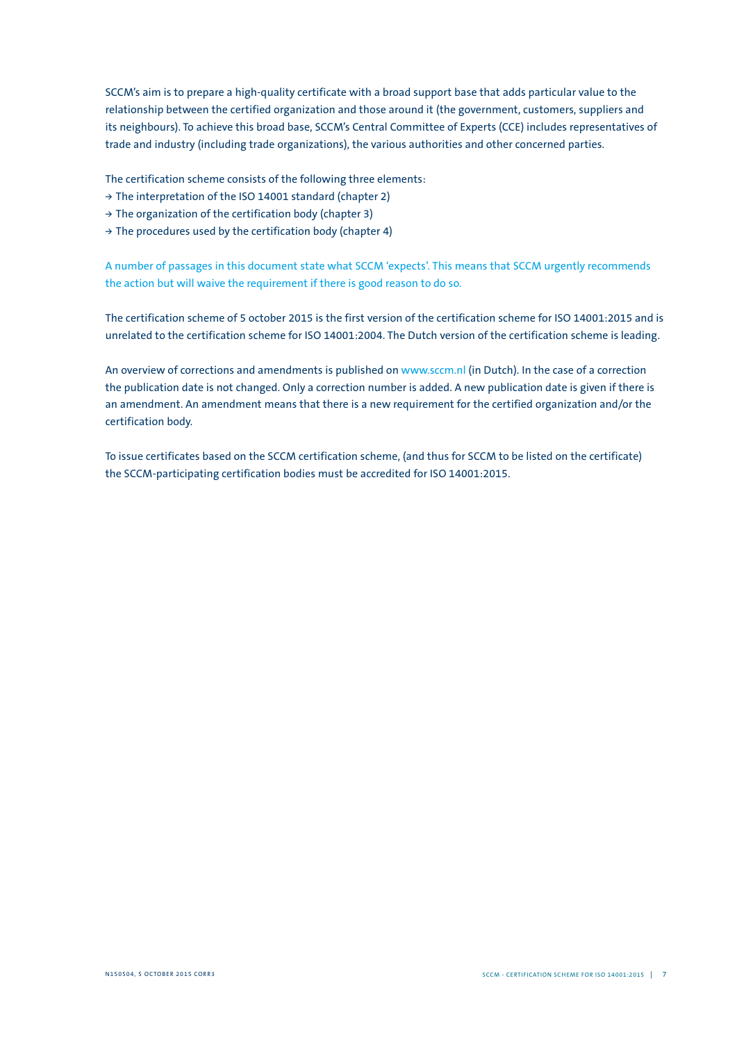SCCM's aim is to prepare a high-quality certificate with a broad support base that adds particular value to the relationship between the certified organization and those around it (the government, customers, suppliers and its neighbours). To achieve this broad base, SCCM's Central Committee of Experts (CCE) includes representatives of trade and industry (including trade organizations), the various authorities and other concerned parties.

The certification scheme consists of the following three elements:

→ The interpretation of the ISO 14001 standard (chapter 2)
→ The organization of the certification body (chapter 3)
→ The procedures used by the certification body (chapter 4)

A number of passages in this document state what SCCM 'expects'. This means that SCCM urgently recommends the action but will waive the requirement if there is good reason to do so.

The certification scheme of 5 october 2015 is the first version of the certification scheme for ISO 14001:2015 and is unrelated to the certification scheme for ISO 14001:2004. The Dutch version of the certification scheme is leading.

An overview of corrections and amendments is published on www.sccm.nl (in Dutch). In the case of a correction the publication date is not changed. Only a correction number is added. A new publication date is given if there is an amendment. An amendment means that there is a new requirement for the certified organization and/or the certification body.

To issue certificates based on the SCCM certification scheme, (and thus for SCCM to be listed on the certificate) the SCCM-participating certification bodies must be accredited for ISO 14001:2015.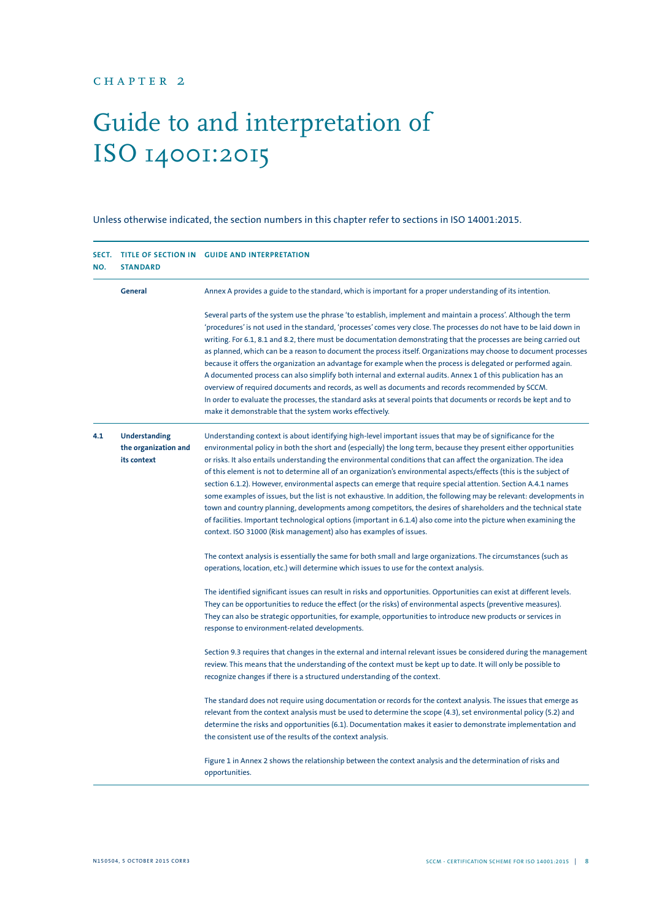CHAPTER 2

# Guide to and interpretation of ISO 14001:2015

Unless otherwise indicated, the section numbers in this chapter refer to sections in ISO 14001:2015.

| SECT. NO. | TITLE OF SECTION IN STANDARD | GUIDE AND INTERPRETATION |
|---|---|---|
| | **General** | Annex A provides a guide to the standard, which is important for a proper understanding of its intention.<br><br>Several parts of the system use the phrase 'to establish, implement and maintain a process'. Although the term 'procedures' is not used in the standard, 'processes' comes very close. The processes do not have to be laid down in writing. For 6.1, 8.1 and 8.2, there must be documentation demonstrating that the processes are being carried out as planned, which can be a reason to document the process itself. Organizations may choose to document processes because it offers the organization an advantage for example when the process is delegated or performed again. A documented process can also simplify both internal and external audits. Annex 1 of this publication has an overview of required documents and records, as well as documents and records recommended by SCCM. In order to evaluate the processes, the standard asks at several points that documents or records be kept and to make it demonstrable that the system works effectively. |
| **4.1** | **Understanding the organization and its context** | Understanding context is about identifying high-level important issues that may be of significance for the environmental policy in both the short and (especially) the long term, because they present either opportunities or risks. It also entails understanding the environmental conditions that can affect the organization. The idea of this element is not to determine all of an organization's environmental aspects/effects (this is the subject of section 6.1.2). However, environmental aspects can emerge that require special attention. Section A.4.1 names some examples of issues, but the list is not exhaustive. In addition, the following may be relevant: developments in town and country planning, developments among competitors, the desires of shareholders and the technical state of facilities. Important technological options (important in 6.1.4) also come into the picture when examining the context. ISO 31000 (Risk management) also has examples of issues.<br><br>The context analysis is essentially the same for both small and large organizations. The circumstances (such as operations, location, etc.) will determine which issues to use for the context analysis.<br><br>The identified significant issues can result in risks and opportunities. Opportunities can exist at different levels. They can be opportunities to reduce the effect (or the risks) of environmental aspects (preventive measures). They can also be strategic opportunities, for example, opportunities to introduce new products or services in response to environment-related developments.<br><br>Section 9.3 requires that changes in the external and internal relevant issues be considered during the management review. This means that the understanding of the context must be kept up to date. It will only be possible to recognize changes if there is a structured understanding of the context.<br><br>The standard does not require using documentation or records for the context analysis. The issues that emerge as relevant from the context analysis must be used to determine the scope (4.3), set environmental policy (5.2) and determine the risks and opportunities (6.1). Documentation makes it easier to demonstrate implementation and the consistent use of the results of the context analysis.<br><br>Figure 1 in Annex 2 shows the relationship between the context analysis and the determination of risks and opportunities. |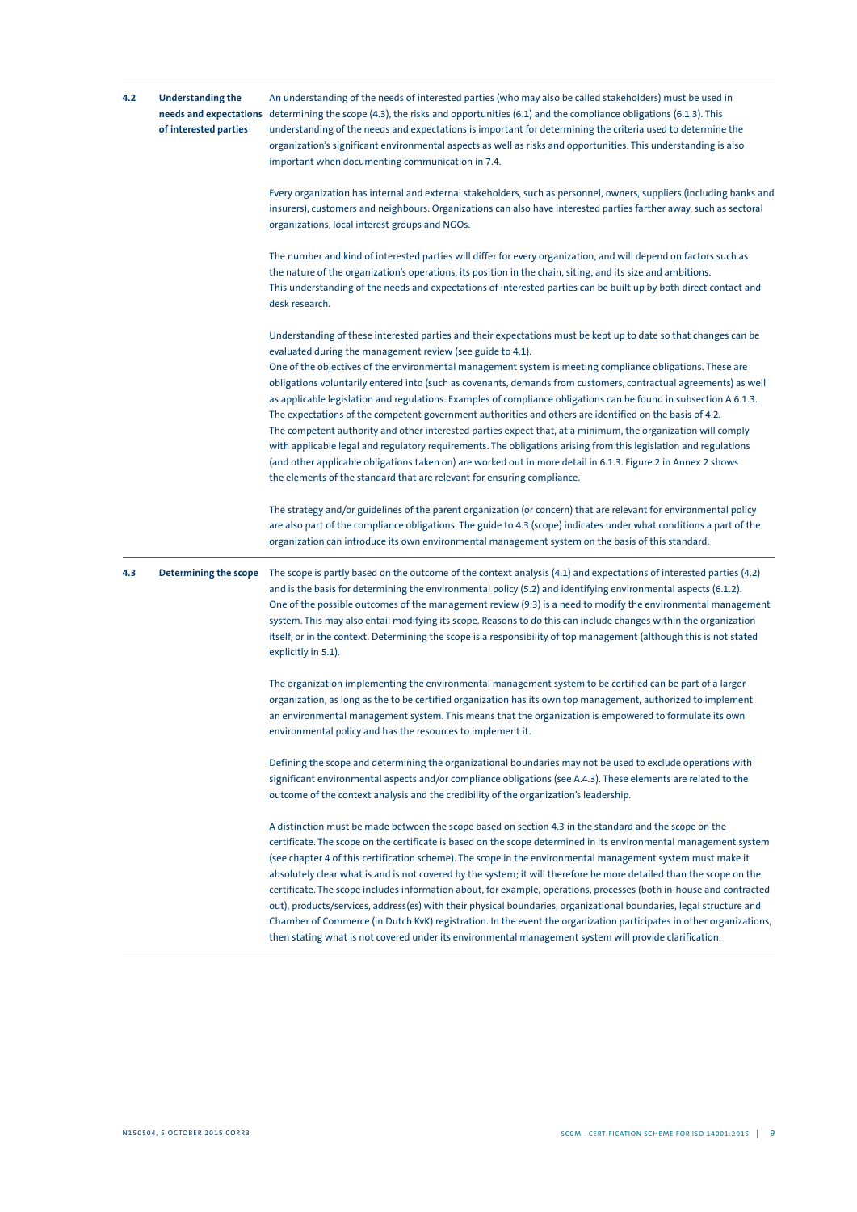## 4.2 Understanding the needs and expectations of interested parties

An understanding of the needs of interested parties (who may also be called stakeholders) must be used in determining the scope (4.3), the risks and opportunities (6.1) and the compliance obligations (6.1.3). This understanding of the needs and expectations is important for determining the criteria used to determine the organization's significant environmental aspects as well as risks and opportunities. This understanding is also important when documenting communication in 7.4.

Every organization has internal and external stakeholders, such as personnel, owners, suppliers (including banks and insurers), customers and neighbours. Organizations can also have interested parties farther away, such as sectoral organizations, local interest groups and NGOs.

The number and kind of interested parties will differ for every organization, and will depend on factors such as the nature of the organization's operations, its position in the chain, siting, and its size and ambitions. This understanding of the needs and expectations of interested parties can be built up by both direct contact and desk research.

Understanding of these interested parties and their expectations must be kept up to date so that changes can be evaluated during the management review (see guide to 4.1).
One of the objectives of the environmental management system is meeting compliance obligations. These are obligations voluntarily entered into (such as covenants, demands from customers, contractual agreements) as well as applicable legislation and regulations. Examples of compliance obligations can be found in subsection A.6.1.3. The expectations of the competent government authorities and others are identified on the basis of 4.2.
The competent authority and other interested parties expect that, at a minimum, the organization will comply with applicable legal and regulatory requirements. The obligations arising from this legislation and regulations (and other applicable obligations taken on) are worked out in more detail in 6.1.3. Figure 2 in Annex 2 shows the elements of the standard that are relevant for ensuring compliance.

The strategy and/or guidelines of the parent organization (or concern) that are relevant for environmental policy are also part of the compliance obligations. The guide to 4.3 (scope) indicates under what conditions a part of the organization can introduce its own environmental management system on the basis of this standard.

## 4.3 Determining the scope

The scope is partly based on the outcome of the context analysis (4.1) and expectations of interested parties (4.2) and is the basis for determining the environmental policy (5.2) and identifying environmental aspects (6.1.2).
One of the possible outcomes of the management review (9.3) is a need to modify the environmental management system. This may also entail modifying its scope. Reasons to do this can include changes within the organization itself, or in the context. Determining the scope is a responsibility of top management (although this is not stated explicitly in 5.1).

The organization implementing the environmental management system to be certified can be part of a larger organization, as long as the to be certified organization has its own top management, authorized to implement an environmental management system. This means that the organization is empowered to formulate its own environmental policy and has the resources to implement it.

Defining the scope and determining the organizational boundaries may not be used to exclude operations with significant environmental aspects and/or compliance obligations (see A.4.3). These elements are related to the outcome of the context analysis and the credibility of the organization's leadership.

A distinction must be made between the scope based on section 4.3 in the standard and the scope on the certificate. The scope on the certificate is based on the scope determined in its environmental management system (see chapter 4 of this certification scheme). The scope in the environmental management system must make it absolutely clear what is and is not covered by the system; it will therefore be more detailed than the scope on the certificate. The scope includes information about, for example, operations, processes (both in-house and contracted out), products/services, address(es) with their physical boundaries, organizational boundaries, legal structure and Chamber of Commerce (in Dutch KvK) registration. In the event the organization participates in other organizations, then stating what is not covered under its environmental management system will provide clarification.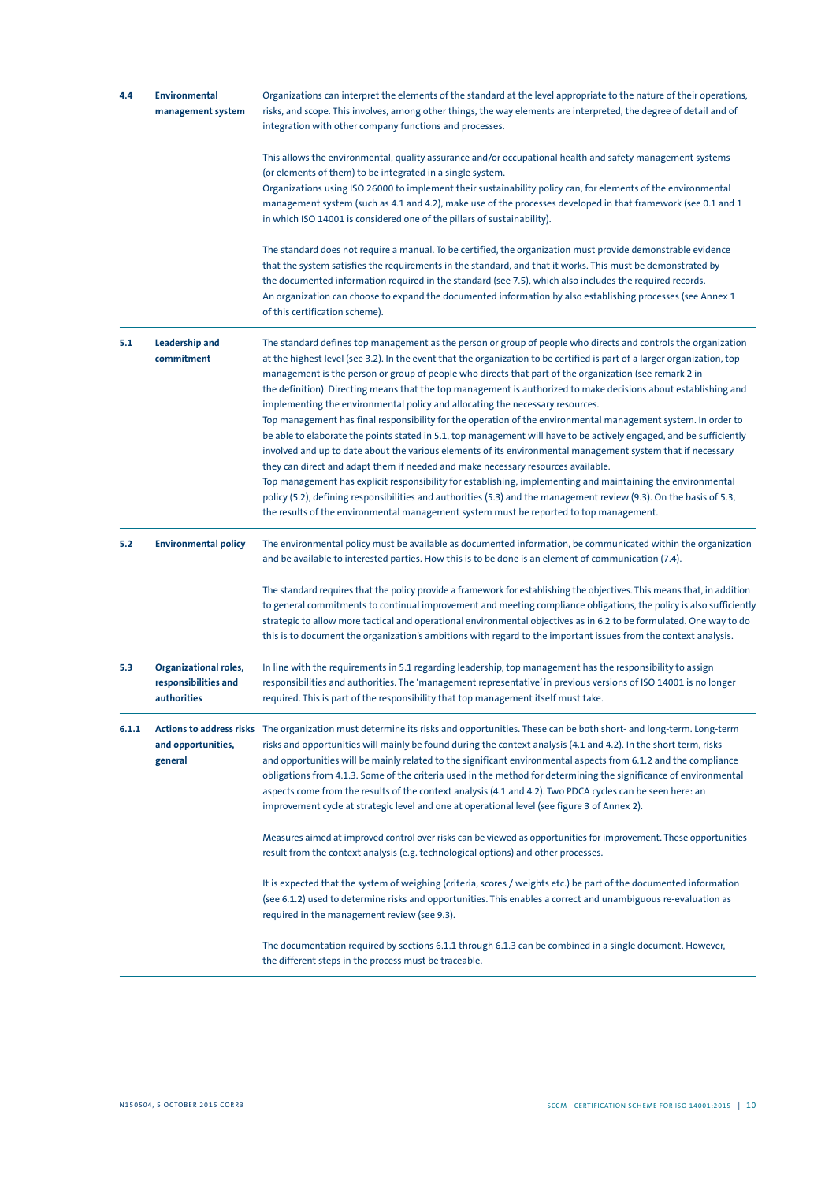| | | |
|---|---|---|
| **4.4** | **Environmental management system** | Organizations can interpret the elements of the standard at the level appropriate to the nature of their operations, risks, and scope. This involves, among other things, the way elements are interpreted, the degree of detail and of integration with other company functions and processes.<br><br>This allows the environmental, quality assurance and/or occupational health and safety management systems (or elements of them) to be integrated in a single system.<br>Organizations using ISO 26000 to implement their sustainability policy can, for elements of the environmental management system (such as 4.1 and 4.2), make use of the processes developed in that framework (see 0.1 and 1 in which ISO 14001 is considered one of the pillars of sustainability).<br><br>The standard does not require a manual. To be certified, the organization must provide demonstrable evidence that the system satisfies the requirements in the standard, and that it works. This must be demonstrated by the documented information required in the standard (see 7.5), which also includes the required records.<br>An organization can choose to expand the documented information by also establishing processes (see Annex 1 of this certification scheme). |
| **5.1** | **Leadership and commitment** | The standard defines top management as the person or group of people who directs and controls the organization at the highest level (see 3.2). In the event that the organization to be certified is part of a larger organization, top management is the person or group of people who directs that part of the organization (see remark 2 in the definition). Directing means that the top management is authorized to make decisions about establishing and implementing the environmental policy and allocating the necessary resources.<br>Top management has final responsibility for the operation of the environmental management system. In order to be able to elaborate the points stated in 5.1, top management will have to be actively engaged, and be sufficiently involved and up to date about the various elements of its environmental management system that if necessary they can direct and adapt them if needed and make necessary resources available.<br>Top management has explicit responsibility for establishing, implementing and maintaining the environmental policy (5.2), defining responsibilities and authorities (5.3) and the management review (9.3). On the basis of 5.3, the results of the environmental management system must be reported to top management. |
| **5.2** | **Environmental policy** | The environmental policy must be available as documented information, be communicated within the organization and be available to interested parties. How this is to be done is an element of communication (7.4).<br><br>The standard requires that the policy provide a framework for establishing the objectives. This means that, in addition to general commitments to continual improvement and meeting compliance obligations, the policy is also sufficiently strategic to allow more tactical and operational environmental objectives as in 6.2 to be formulated. One way to do this is to document the organization's ambitions with regard to the important issues from the context analysis. |
| **5.3** | **Organizational roles, responsibilities and authorities** | In line with the requirements in 5.1 regarding leadership, top management has the responsibility to assign responsibilities and authorities. The 'management representative' in previous versions of ISO 14001 is no longer required. This is part of the responsibility that top management itself must take. |
| **6.1.1** | **Actions to address risks and opportunities, general** | The organization must determine its risks and opportunities. These can be both short- and long-term. Long-term risks and opportunities will mainly be found during the context analysis (4.1 and 4.2). In the short term, risks and opportunities will be mainly related to the significant environmental aspects from 6.1.2 and the compliance obligations from 4.1.3. Some of the criteria used in the method for determining the significance of environmental aspects come from the results of the context analysis (4.1 and 4.2). Two PDCA cycles can be seen here: an improvement cycle at strategic level and one at operational level (see figure 3 of Annex 2).<br><br>Measures aimed at improved control over risks can be viewed as opportunities for improvement. These opportunities result from the context analysis (e.g. technological options) and other processes.<br><br>It is expected that the system of weighing (criteria, scores / weights etc.) be part of the documented information (see 6.1.2) used to determine risks and opportunities. This enables a correct and unambiguous re-evaluation as required in the management review (see 9.3).<br><br>The documentation required by sections 6.1.1 through 6.1.3 can be combined in a single document. However, the different steps in the process must be traceable. |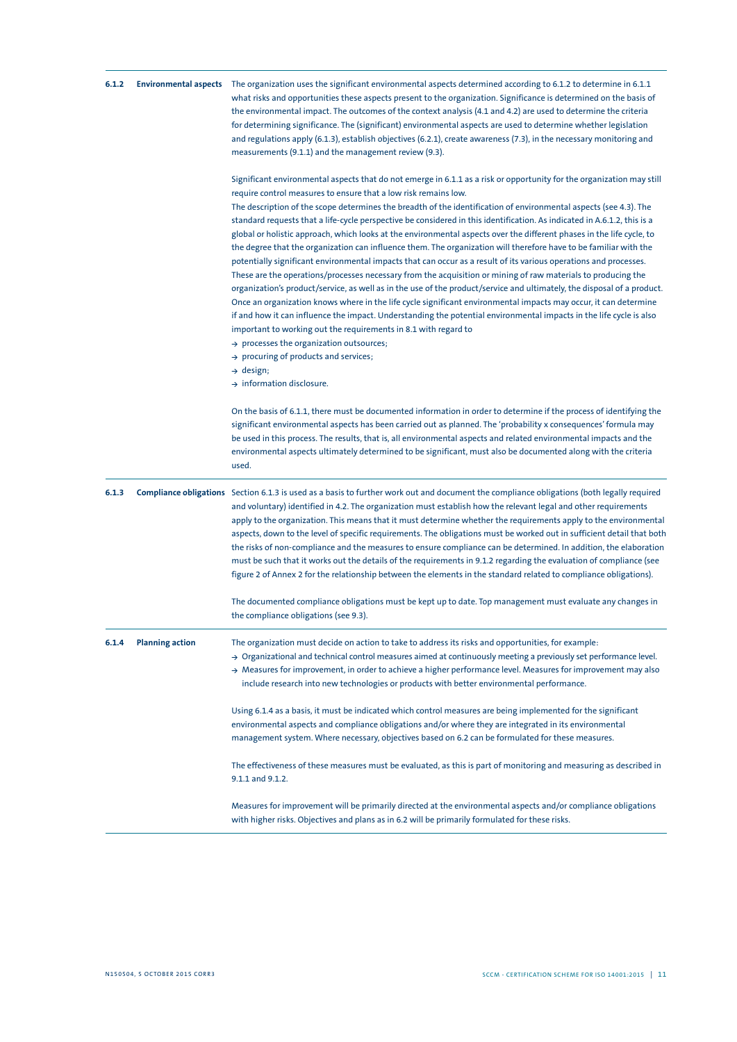### 6.1.2 Environmental aspects

The organization uses the significant environmental aspects determined according to 6.1.2 to determine in 6.1.1 what risks and opportunities these aspects present to the organization. Significance is determined on the basis of the environmental impact. The outcomes of the context analysis (4.1 and 4.2) are used to determine the criteria for determining significance. The (significant) environmental aspects are used to determine whether legislation and regulations apply (6.1.3), establish objectives (6.2.1), create awareness (7.3), in the necessary monitoring and measurements (9.1.1) and the management review (9.3).

Significant environmental aspects that do not emerge in 6.1.1 as a risk or opportunity for the organization may still require control measures to ensure that a low risk remains low.
The description of the scope determines the breadth of the identification of environmental aspects (see 4.3). The standard requests that a life-cycle perspective be considered in this identification. As indicated in A.6.1.2, this is a global or holistic approach, which looks at the environmental aspects over the different phases in the life cycle, to the degree that the organization can influence them. The organization will therefore have to be familiar with the potentially significant environmental impacts that can occur as a result of its various operations and processes. These are the operations/processes necessary from the acquisition or mining of raw materials to producing the organization's product/service, as well as in the use of the product/service and ultimately, the disposal of a product. Once an organization knows where in the life cycle significant environmental impacts may occur, it can determine if and how it can influence the impact. Understanding the potential environmental impacts in the life cycle is also important to working out the requirements in 8.1 with regard to

- → processes the organization outsources;
- → procuring of products and services;
- → design;
- → information disclosure.

On the basis of 6.1.1, there must be documented information in order to determine if the process of identifying the significant environmental aspects has been carried out as planned. The 'probability x consequences' formula may be used in this process. The results, that is, all environmental aspects and related environmental impacts and the environmental aspects ultimately determined to be significant, must also be documented along with the criteria used.

### 6.1.3 Compliance obligations

Section 6.1.3 is used as a basis to further work out and document the compliance obligations (both legally required and voluntary) identified in 4.2. The organization must establish how the relevant legal and other requirements apply to the organization. This means that it must determine whether the requirements apply to the environmental aspects, down to the level of specific requirements. The obligations must be worked out in sufficient detail that both the risks of non-compliance and the measures to ensure compliance can be determined. In addition, the elaboration must be such that it works out the details of the requirements in 9.1.2 regarding the evaluation of compliance (see figure 2 of Annex 2 for the relationship between the elements in the standard related to compliance obligations).

The documented compliance obligations must be kept up to date. Top management must evaluate any changes in the compliance obligations (see 9.3).

### 6.1.4 Planning action

The organization must decide on action to take to address its risks and opportunities, for example:

- → Organizational and technical control measures aimed at continuously meeting a previously set performance level.
- → Measures for improvement, in order to achieve a higher performance level. Measures for improvement may also include research into new technologies or products with better environmental performance.

Using 6.1.4 as a basis, it must be indicated which control measures are being implemented for the significant environmental aspects and compliance obligations and/or where they are integrated in its environmental management system. Where necessary, objectives based on 6.2 can be formulated for these measures.

The effectiveness of these measures must be evaluated, as this is part of monitoring and measuring as described in 9.1.1 and 9.1.2.

Measures for improvement will be primarily directed at the environmental aspects and/or compliance obligations with higher risks. Objectives and plans as in 6.2 will be primarily formulated for these risks.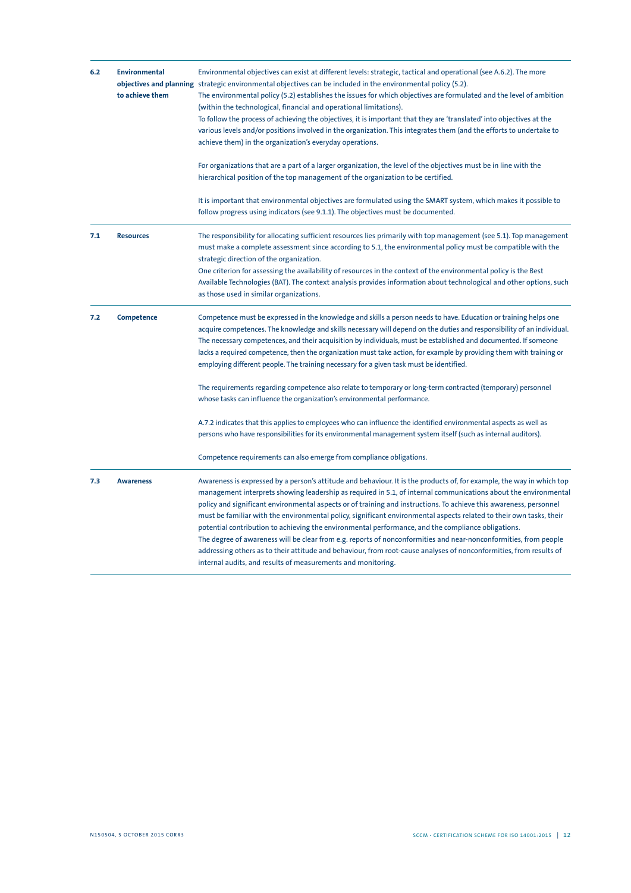| | | |
|---|---|---|
| **6.2** | **Environmental objectives and planning to achieve them** | Environmental objectives can exist at different levels: strategic, tactical and operational (see A.6.2). The more strategic environmental objectives can be included in the environmental policy (5.2).<br>The environmental policy (5.2) establishes the issues for which objectives are formulated and the level of ambition (within the technological, financial and operational limitations).<br>To follow the process of achieving the objectives, it is important that they are 'translated' into objectives at the various levels and/or positions involved in the organization. This integrates them (and the efforts to undertake to achieve them) in the organization's everyday operations.<br><br>For organizations that are a part of a larger organization, the level of the objectives must be in line with the hierarchical position of the top management of the organization to be certified.<br><br>It is important that environmental objectives are formulated using the SMART system, which makes it possible to follow progress using indicators (see 9.1.1). The objectives must be documented. |
| **7.1** | **Resources** | The responsibility for allocating sufficient resources lies primarily with top management (see 5.1). Top management must make a complete assessment since according to 5.1, the environmental policy must be compatible with the strategic direction of the organization.<br>One criterion for assessing the availability of resources in the context of the environmental policy is the Best Available Technologies (BAT). The context analysis provides information about technological and other options, such as those used in similar organizations. |
| **7.2** | **Competence** | Competence must be expressed in the knowledge and skills a person needs to have. Education or training helps one acquire competences. The knowledge and skills necessary will depend on the duties and responsibility of an individual. The necessary competences, and their acquisition by individuals, must be established and documented. If someone lacks a required competence, then the organization must take action, for example by providing them with training or employing different people. The training necessary for a given task must be identified.<br><br>The requirements regarding competence also relate to temporary or long-term contracted (temporary) personnel whose tasks can influence the organization's environmental performance.<br><br>A.7.2 indicates that this applies to employees who can influence the identified environmental aspects as well as persons who have responsibilities for its environmental management system itself (such as internal auditors).<br><br>Competence requirements can also emerge from compliance obligations. |
| **7.3** | **Awareness** | Awareness is expressed by a person's attitude and behaviour. It is the products of, for example, the way in which top management interprets showing leadership as required in 5.1, of internal communications about the environmental policy and significant environmental aspects or of training and instructions. To achieve this awareness, personnel must be familiar with the environmental policy, significant environmental aspects related to their own tasks, their potential contribution to achieving the environmental performance, and the compliance obligations.<br>The degree of awareness will be clear from e.g. reports of nonconformities and near-nonconformities, from people addressing others as to their attitude and behaviour, from root-cause analyses of nonconformities, from results of internal audits, and results of measurements and monitoring. |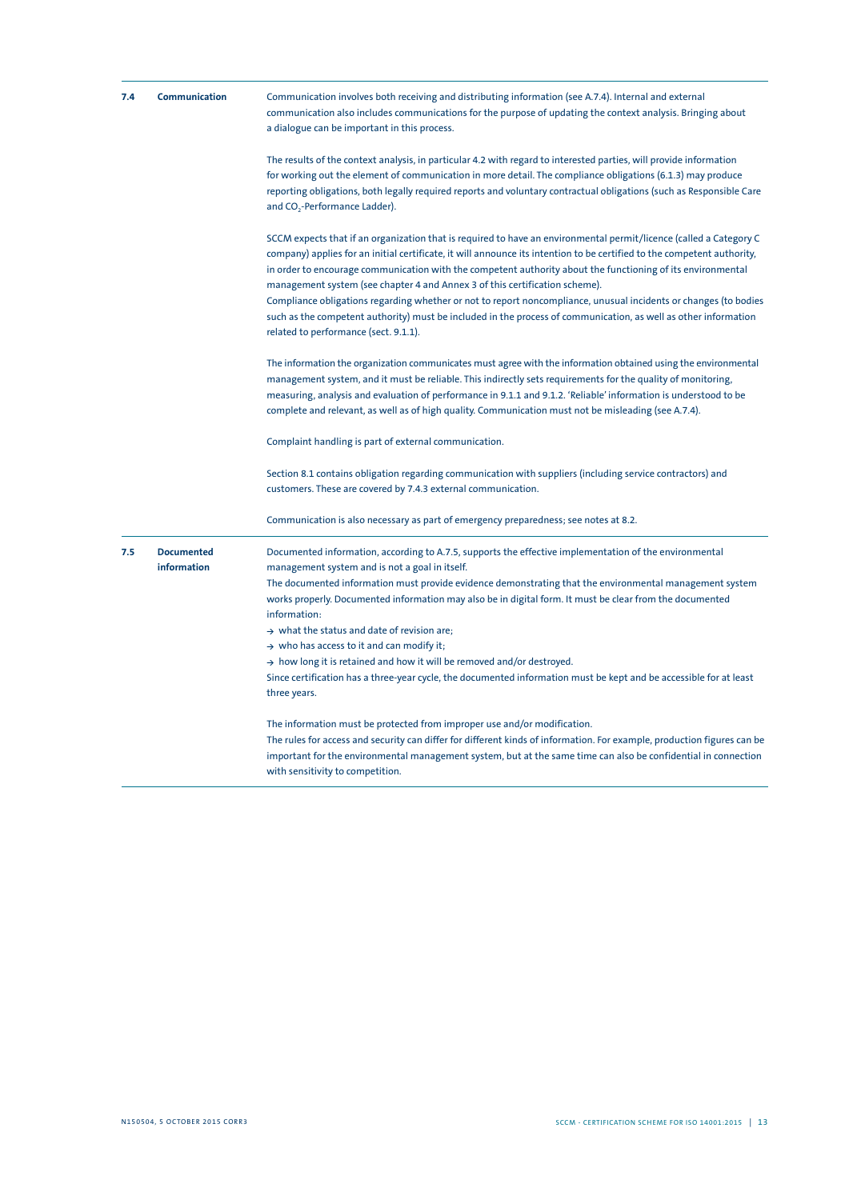| | | |
|---|---|---|
| 7.4 | **Communication** | Communication involves both receiving and distributing information (see A.7.4). Internal and external communication also includes communications for the purpose of updating the context analysis. Bringing about a dialogue can be important in this process.<br><br>The results of the context analysis, in particular 4.2 with regard to interested parties, will provide information for working out the element of communication in more detail. The compliance obligations (6.1.3) may produce reporting obligations, both legally required reports and voluntary contractual obligations (such as Responsible Care and $CO_2$-Performance Ladder).<br><br>SCCM expects that if an organization that is required to have an environmental permit/licence (called a Category C company) applies for an initial certificate, it will announce its intention to be certified to the competent authority, in order to encourage communication with the competent authority about the functioning of its environmental management system (see chapter 4 and Annex 3 of this certification scheme).<br>Compliance obligations regarding whether or not to report noncompliance, unusual incidents or changes (to bodies such as the competent authority) must be included in the process of communication, as well as other information related to performance (sect. 9.1.1).<br><br>The information the organization communicates must agree with the information obtained using the environmental management system, and it must be reliable. This indirectly sets requirements for the quality of monitoring, measuring, analysis and evaluation of performance in 9.1.1 and 9.1.2. 'Reliable' information is understood to be complete and relevant, as well as of high quality. Communication must not be misleading (see A.7.4).<br><br>Complaint handling is part of external communication.<br><br>Section 8.1 contains obligation regarding communication with suppliers (including service contractors) and customers. These are covered by 7.4.3 external communication.<br><br>Communication is also necessary as part of emergency preparedness; see notes at 8.2. |
| 7.5 | **Documented information** | Documented information, according to A.7.5, supports the effective implementation of the environmental management system and is not a goal in itself.<br>The documented information must provide evidence demonstrating that the environmental management system works properly. Documented information may also be in digital form. It must be clear from the documented information:<br>→ what the status and date of revision are;<br>→ who has access to it and can modify it;<br>→ how long it is retained and how it will be removed and/or destroyed.<br>Since certification has a three-year cycle, the documented information must be kept and be accessible for at least three years.<br><br>The information must be protected from improper use and/or modification.<br>The rules for access and security can differ for different kinds of information. For example, production figures can be important for the environmental management system, but at the same time can also be confidential in connection with sensitivity to competition. |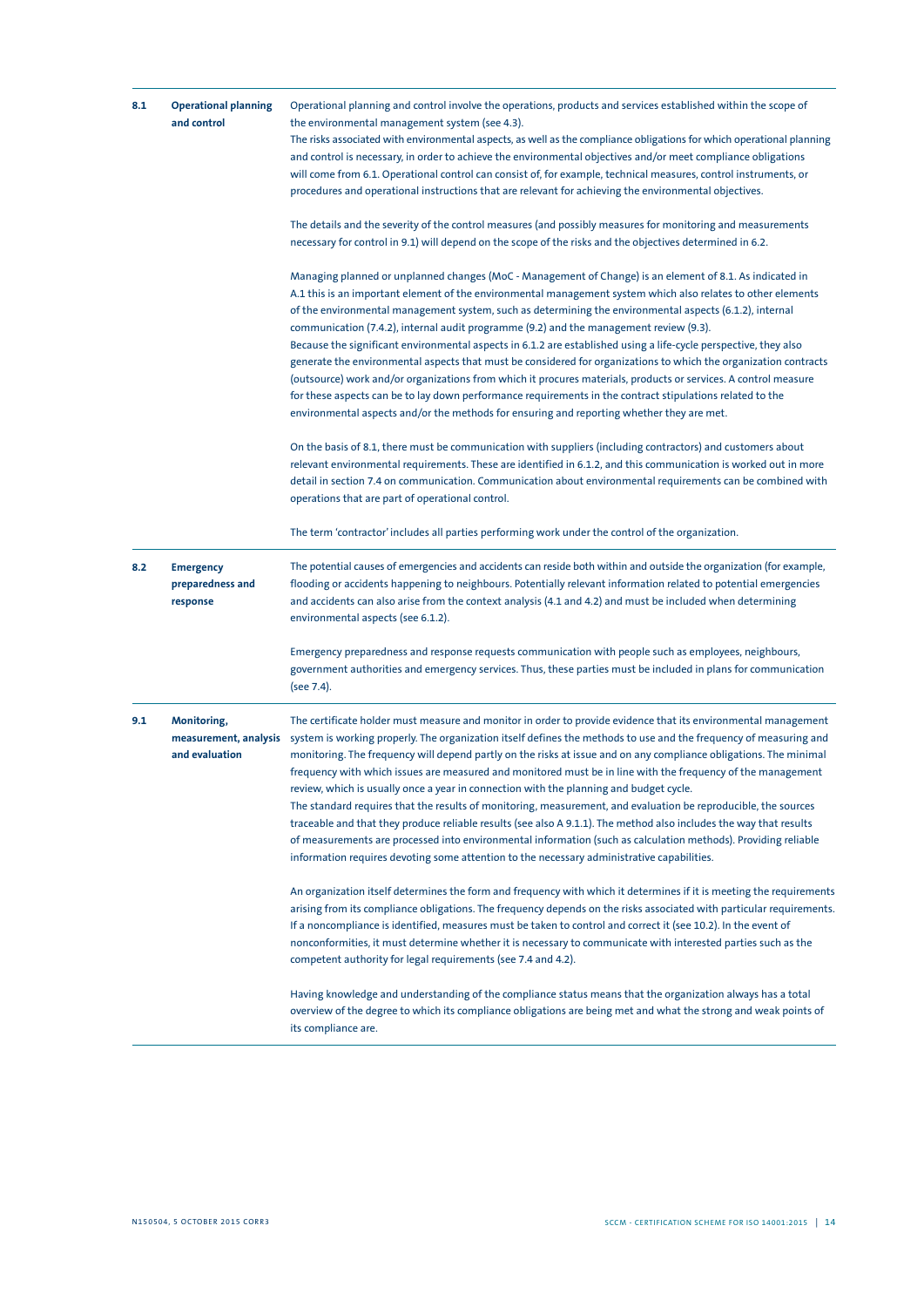| | | |
|---|---|---|
| **8.1** | **Operational planning and control** | Operational planning and control involve the operations, products and services established within the scope of the environmental management system (see 4.3).<br>The risks associated with environmental aspects, as well as the compliance obligations for which operational planning and control is necessary, in order to achieve the environmental objectives and/or meet compliance obligations will come from 6.1. Operational control can consist of, for example, technical measures, control instruments, or procedures and operational instructions that are relevant for achieving the environmental objectives.<br><br>The details and the severity of the control measures (and possibly measures for monitoring and measurements necessary for control in 9.1) will depend on the scope of the risks and the objectives determined in 6.2.<br><br>Managing planned or unplanned changes (MoC - Management of Change) is an element of 8.1. As indicated in A.1 this is an important element of the environmental management system which also relates to other elements of the environmental management system, such as determining the environmental aspects (6.1.2), internal communication (7.4.2), internal audit programme (9.2) and the management review (9.3).<br>Because the significant environmental aspects in 6.1.2 are established using a life-cycle perspective, they also generate the environmental aspects that must be considered for organizations to which the organization contracts (outsource) work and/or organizations from which it procures materials, products or services. A control measure for these aspects can be to lay down performance requirements in the contract stipulations related to the environmental aspects and/or the methods for ensuring and reporting whether they are met.<br><br>On the basis of 8.1, there must be communication with suppliers (including contractors) and customers about relevant environmental requirements. These are identified in 6.1.2, and this communication is worked out in more detail in section 7.4 on communication. Communication about environmental requirements can be combined with operations that are part of operational control.<br><br>The term 'contractor' includes all parties performing work under the control of the organization. |
| **8.2** | **Emergency preparedness and response** | The potential causes of emergencies and accidents can reside both within and outside the organization (for example, flooding or accidents happening to neighbours. Potentially relevant information related to potential emergencies and accidents can also arise from the context analysis (4.1 and 4.2) and must be included when determining environmental aspects (see 6.1.2).<br><br>Emergency preparedness and response requests communication with people such as employees, neighbours, government authorities and emergency services. Thus, these parties must be included in plans for communication (see 7.4). |
| **9.1** | **Monitoring, measurement, analysis and evaluation** | The certificate holder must measure and monitor in order to provide evidence that its environmental management system is working properly. The organization itself defines the methods to use and the frequency of measuring and monitoring. The frequency will depend partly on the risks at issue and on any compliance obligations. The minimal frequency with which issues are measured and monitored must be in line with the frequency of the management review, which is usually once a year in connection with the planning and budget cycle.<br>The standard requires that the results of monitoring, measurement, and evaluation be reproducible, the sources traceable and that they produce reliable results (see also A 9.1.1). The method also includes the way that results of measurements are processed into environmental information (such as calculation methods). Providing reliable information requires devoting some attention to the necessary administrative capabilities.<br><br>An organization itself determines the form and frequency with which it determines if it is meeting the requirements arising from its compliance obligations. The frequency depends on the risks associated with particular requirements. If a noncompliance is identified, measures must be taken to control and correct it (see 10.2). In the event of nonconformities, it must determine whether it is necessary to communicate with interested parties such as the competent authority for legal requirements (see 7.4 and 4.2).<br><br>Having knowledge and understanding of the compliance status means that the organization always has a total overview of the degree to which its compliance obligations are being met and what the strong and weak points of its compliance are. |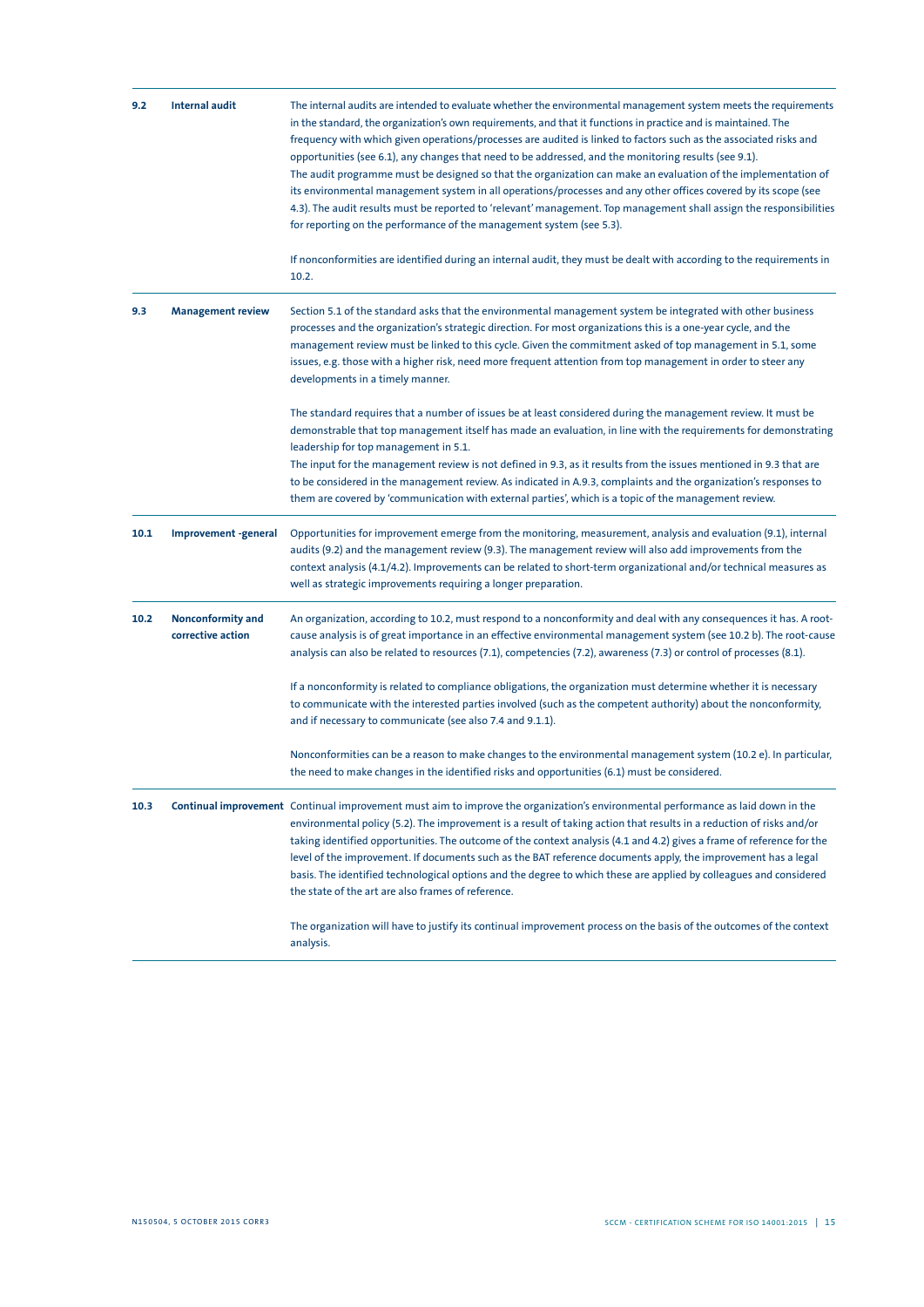| | | |
|---|---|---|
| **9.2** | **Internal audit** | The internal audits are intended to evaluate whether the environmental management system meets the requirements in the standard, the organization's own requirements, and that it functions in practice and is maintained. The frequency with which given operations/processes are audited is linked to factors such as the associated risks and opportunities (see 6.1), any changes that need to be addressed, and the monitoring results (see 9.1).<br>The audit programme must be designed so that the organization can make an evaluation of the implementation of its environmental management system in all operations/processes and any other offices covered by its scope (see 4.3). The audit results must be reported to 'relevant' management. Top management shall assign the responsibilities for reporting on the performance of the management system (see 5.3).<br><br>If nonconformities are identified during an internal audit, they must be dealt with according to the requirements in 10.2. |
| **9.3** | **Management review** | Section 5.1 of the standard asks that the environmental management system be integrated with other business processes and the organization's strategic direction. For most organizations this is a one-year cycle, and the management review must be linked to this cycle. Given the commitment asked of top management in 5.1, some issues, e.g. those with a higher risk, need more frequent attention from top management in order to steer any developments in a timely manner.<br><br>The standard requires that a number of issues be at least considered during the management review. It must be demonstrable that top management itself has made an evaluation, in line with the requirements for demonstrating leadership for top management in 5.1.<br>The input for the management review is not defined in 9.3, as it results from the issues mentioned in 9.3 that are to be considered in the management review. As indicated in A.9.3, complaints and the organization's responses to them are covered by 'communication with external parties', which is a topic of the management review. |
| **10.1** | **Improvement -general** | Opportunities for improvement emerge from the monitoring, measurement, analysis and evaluation (9.1), internal audits (9.2) and the management review (9.3). The management review will also add improvements from the context analysis (4.1/4.2). Improvements can be related to short-term organizational and/or technical measures as well as strategic improvements requiring a longer preparation. |
| **10.2** | **Nonconformity and corrective action** | An organization, according to 10.2, must respond to a nonconformity and deal with any consequences it has. A root-cause analysis is of great importance in an effective environmental management system (see 10.2 b). The root-cause analysis can also be related to resources (7.1), competencies (7.2), awareness (7.3) or control of processes (8.1).<br><br>If a nonconformity is related to compliance obligations, the organization must determine whether it is necessary to communicate with the interested parties involved (such as the competent authority) about the nonconformity, and if necessary to communicate (see also 7.4 and 9.1.1).<br><br>Nonconformities can be a reason to make changes to the environmental management system (10.2 e). In particular, the need to make changes in the identified risks and opportunities (6.1) must be considered. |
| **10.3** | **Continual improvement** | Continual improvement must aim to improve the organization's environmental performance as laid down in the environmental policy (5.2). The improvement is a result of taking action that results in a reduction of risks and/or taking identified opportunities. The outcome of the context analysis (4.1 and 4.2) gives a frame of reference for the level of the improvement. If documents such as the BAT reference documents apply, the improvement has a legal basis. The identified technological options and the degree to which these are applied by colleagues and considered the state of the art are also frames of reference.<br><br>The organization will have to justify its continual improvement process on the basis of the outcomes of the context analysis. |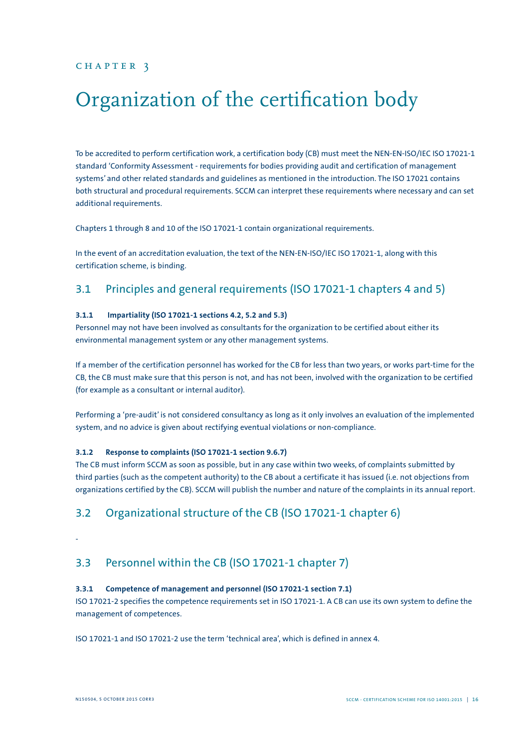CHAPTER 3

# Organization of the certification body

To be accredited to perform certification work, a certification body (CB) must meet the NEN-EN-ISO/IEC ISO 17021-1 standard 'Conformity Assessment - requirements for bodies providing audit and certification of management systems' and other related standards and guidelines as mentioned in the introduction. The ISO 17021 contains both structural and procedural requirements. SCCM can interpret these requirements where necessary and can set additional requirements.

Chapters 1 through 8 and 10 of the ISO 17021-1 contain organizational requirements.

In the event of an accreditation evaluation, the text of the NEN-EN-ISO/IEC ISO 17021-1, along with this certification scheme, is binding.

## 3.1 Principles and general requirements (ISO 17021-1 chapters 4 and 5)

#### 3.1.1 Impartiality (ISO 17021-1 sections 4.2, 5.2 and 5.3)

Personnel may not have been involved as consultants for the organization to be certified about either its environmental management system or any other management systems.

If a member of the certification personnel has worked for the CB for less than two years, or works part-time for the CB, the CB must make sure that this person is not, and has not been, involved with the organization to be certified (for example as a consultant or internal auditor).

Performing a 'pre-audit' is not considered consultancy as long as it only involves an evaluation of the implemented system, and no advice is given about rectifying eventual violations or non-compliance.

#### 3.1.2 Response to complaints (ISO 17021-1 section 9.6.7)

The CB must inform SCCM as soon as possible, but in any case within two weeks, of complaints submitted by third parties (such as the competent authority) to the CB about a certificate it has issued (i.e. not objections from organizations certified by the CB). SCCM will publish the number and nature of the complaints in its annual report.

## 3.2 Organizational structure of the CB (ISO 17021-1 chapter 6)

-

## 3.3 Personnel within the CB (ISO 17021-1 chapter 7)

#### 3.3.1 Competence of management and personnel (ISO 17021-1 section 7.1)

ISO 17021-2 specifies the competence requirements set in ISO 17021-1. A CB can use its own system to define the management of competences.

ISO 17021-1 and ISO 17021-2 use the term 'technical area', which is defined in annex 4.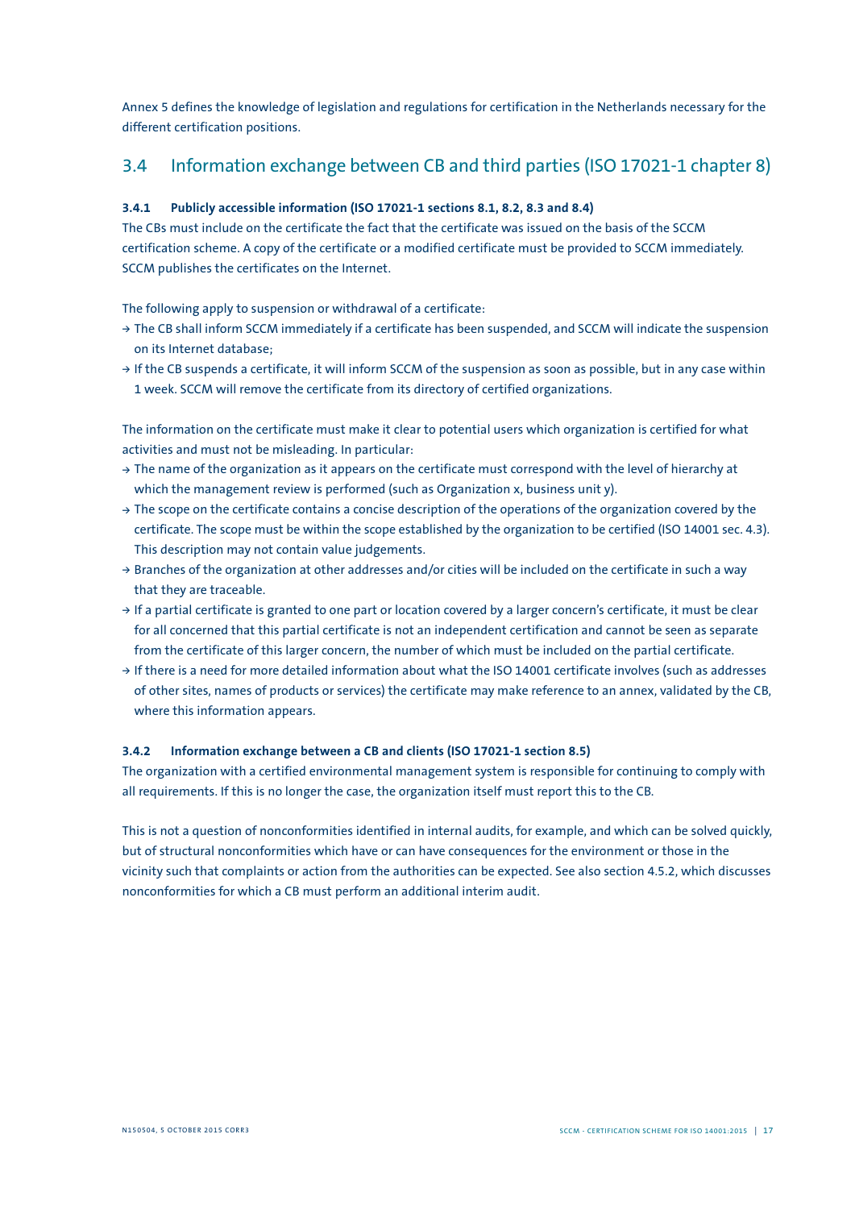Annex 5 defines the knowledge of legislation and regulations for certification in the Netherlands necessary for the different certification positions.

## 3.4 Information exchange between CB and third parties (ISO 17021-1 chapter 8)

### 3.4.1 Publicly accessible information (ISO 17021-1 sections 8.1, 8.2, 8.3 and 8.4)

The CBs must include on the certificate the fact that the certificate was issued on the basis of the SCCM certification scheme. A copy of the certificate or a modified certificate must be provided to SCCM immediately. SCCM publishes the certificates on the Internet.

The following apply to suspension or withdrawal of a certificate:

- The CB shall inform SCCM immediately if a certificate has been suspended, and SCCM will indicate the suspension on its Internet database;
- If the CB suspends a certificate, it will inform SCCM of the suspension as soon as possible, but in any case within 1 week. SCCM will remove the certificate from its directory of certified organizations.

The information on the certificate must make it clear to potential users which organization is certified for what activities and must not be misleading. In particular:

- The name of the organization as it appears on the certificate must correspond with the level of hierarchy at which the management review is performed (such as Organization x, business unit y).
- The scope on the certificate contains a concise description of the operations of the organization covered by the certificate. The scope must be within the scope established by the organization to be certified (ISO 14001 sec. 4.3). This description may not contain value judgements.
- Branches of the organization at other addresses and/or cities will be included on the certificate in such a way that they are traceable.
- If a partial certificate is granted to one part or location covered by a larger concern's certificate, it must be clear for all concerned that this partial certificate is not an independent certification and cannot be seen as separate from the certificate of this larger concern, the number of which must be included on the partial certificate.
- If there is a need for more detailed information about what the ISO 14001 certificate involves (such as addresses of other sites, names of products or services) the certificate may make reference to an annex, validated by the CB, where this information appears.

### 3.4.2 Information exchange between a CB and clients (ISO 17021-1 section 8.5)

The organization with a certified environmental management system is responsible for continuing to comply with all requirements. If this is no longer the case, the organization itself must report this to the CB.

This is not a question of nonconformities identified in internal audits, for example, and which can be solved quickly, but of structural nonconformities which have or can have consequences for the environment or those in the vicinity such that complaints or action from the authorities can be expected. See also section 4.5.2, which discusses nonconformities for which a CB must perform an additional interim audit.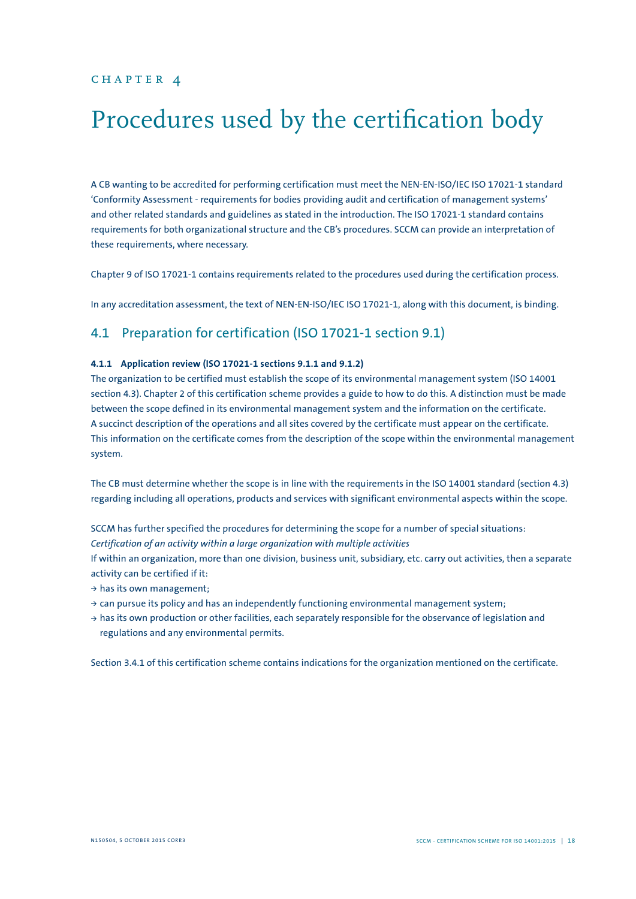CHAPTER 4

# Procedures used by the certification body

A CB wanting to be accredited for performing certification must meet the NEN-EN-ISO/IEC ISO 17021-1 standard 'Conformity Assessment - requirements for bodies providing audit and certification of management systems' and other related standards and guidelines as stated in the introduction. The ISO 17021-1 standard contains requirements for both organizational structure and the CB's procedures. SCCM can provide an interpretation of these requirements, where necessary.

Chapter 9 of ISO 17021-1 contains requirements related to the procedures used during the certification process.

In any accreditation assessment, the text of NEN-EN-ISO/IEC ISO 17021-1, along with this document, is binding.

## 4.1 Preparation for certification (ISO 17021-1 section 9.1)

#### 4.1.1 Application review (ISO 17021-1 sections 9.1.1 and 9.1.2)

The organization to be certified must establish the scope of its environmental management system (ISO 14001 section 4.3). Chapter 2 of this certification scheme provides a guide to how to do this. A distinction must be made between the scope defined in its environmental management system and the information on the certificate. A succinct description of the operations and all sites covered by the certificate must appear on the certificate. This information on the certificate comes from the description of the scope within the environmental management system.

The CB must determine whether the scope is in line with the requirements in the ISO 14001 standard (section 4.3) regarding including all operations, products and services with significant environmental aspects within the scope.

SCCM has further specified the procedures for determining the scope for a number of special situations:
*Certification of an activity within a large organization with multiple activities*
If within an organization, more than one division, business unit, subsidiary, etc. carry out activities, then a separate activity can be certified if it:

- has its own management;
- can pursue its policy and has an independently functioning environmental management system;
- has its own production or other facilities, each separately responsible for the observance of legislation and regulations and any environmental permits.

Section 3.4.1 of this certification scheme contains indications for the organization mentioned on the certificate.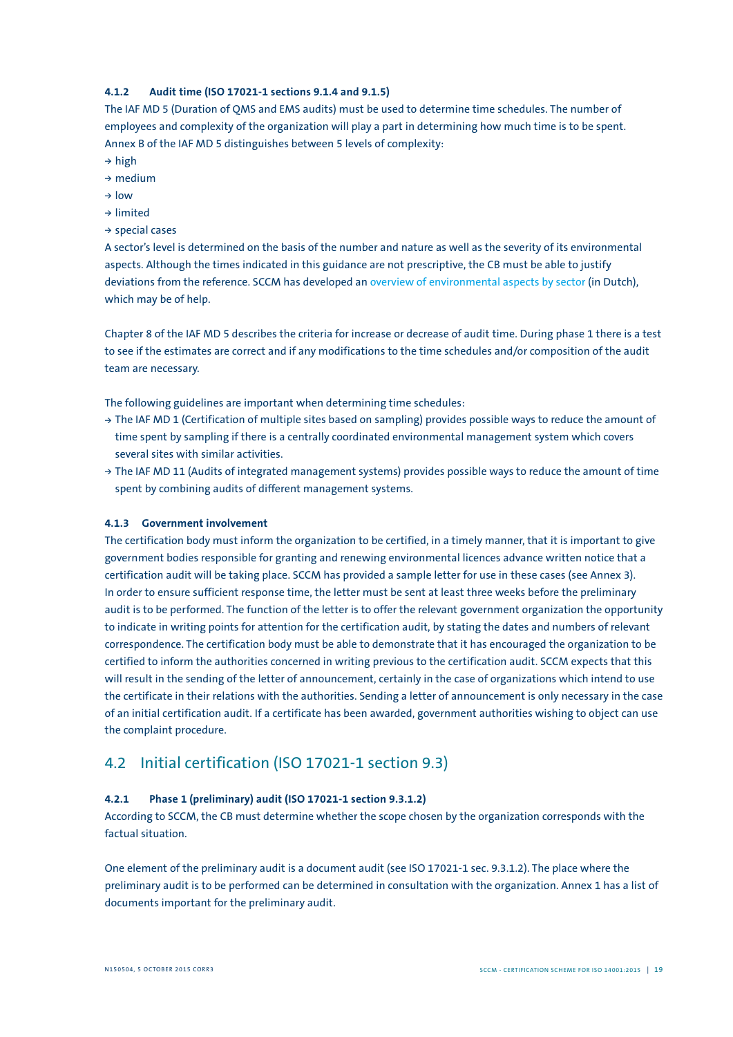#### 4.1.2 Audit time (ISO 17021-1 sections 9.1.4 and 9.1.5)

The IAF MD 5 (Duration of QMS and EMS audits) must be used to determine time schedules. The number of employees and complexity of the organization will play a part in determining how much time is to be spent. Annex B of the IAF MD 5 distinguishes between 5 levels of complexity:

- high
- medium
- low
- limited
- special cases

A sector's level is determined on the basis of the number and nature as well as the severity of its environmental aspects. Although the times indicated in this guidance are not prescriptive, the CB must be able to justify deviations from the reference. SCCM has developed an overview of environmental aspects by sector (in Dutch), which may be of help.

Chapter 8 of the IAF MD 5 describes the criteria for increase or decrease of audit time. During phase 1 there is a test to see if the estimates are correct and if any modifications to the time schedules and/or composition of the audit team are necessary.

The following guidelines are important when determining time schedules:

- The IAF MD 1 (Certification of multiple sites based on sampling) provides possible ways to reduce the amount of time spent by sampling if there is a centrally coordinated environmental management system which covers several sites with similar activities.
- The IAF MD 11 (Audits of integrated management systems) provides possible ways to reduce the amount of time spent by combining audits of different management systems.

#### 4.1.3 Government involvement

The certification body must inform the organization to be certified, in a timely manner, that it is important to give government bodies responsible for granting and renewing environmental licences advance written notice that a certification audit will be taking place. SCCM has provided a sample letter for use in these cases (see Annex 3). In order to ensure sufficient response time, the letter must be sent at least three weeks before the preliminary audit is to be performed. The function of the letter is to offer the relevant government organization the opportunity to indicate in writing points for attention for the certification audit, by stating the dates and numbers of relevant correspondence. The certification body must be able to demonstrate that it has encouraged the organization to be certified to inform the authorities concerned in writing previous to the certification audit. SCCM expects that this will result in the sending of the letter of announcement, certainly in the case of organizations which intend to use the certificate in their relations with the authorities. Sending a letter of announcement is only necessary in the case of an initial certification audit. If a certificate has been awarded, government authorities wishing to object can use the complaint procedure.

## 4.2 Initial certification (ISO 17021-1 section 9.3)

#### 4.2.1 Phase 1 (preliminary) audit (ISO 17021-1 section 9.3.1.2)

According to SCCM, the CB must determine whether the scope chosen by the organization corresponds with the factual situation.

One element of the preliminary audit is a document audit (see ISO 17021-1 sec. 9.3.1.2). The place where the preliminary audit is to be performed can be determined in consultation with the organization. Annex 1 has a list of documents important for the preliminary audit.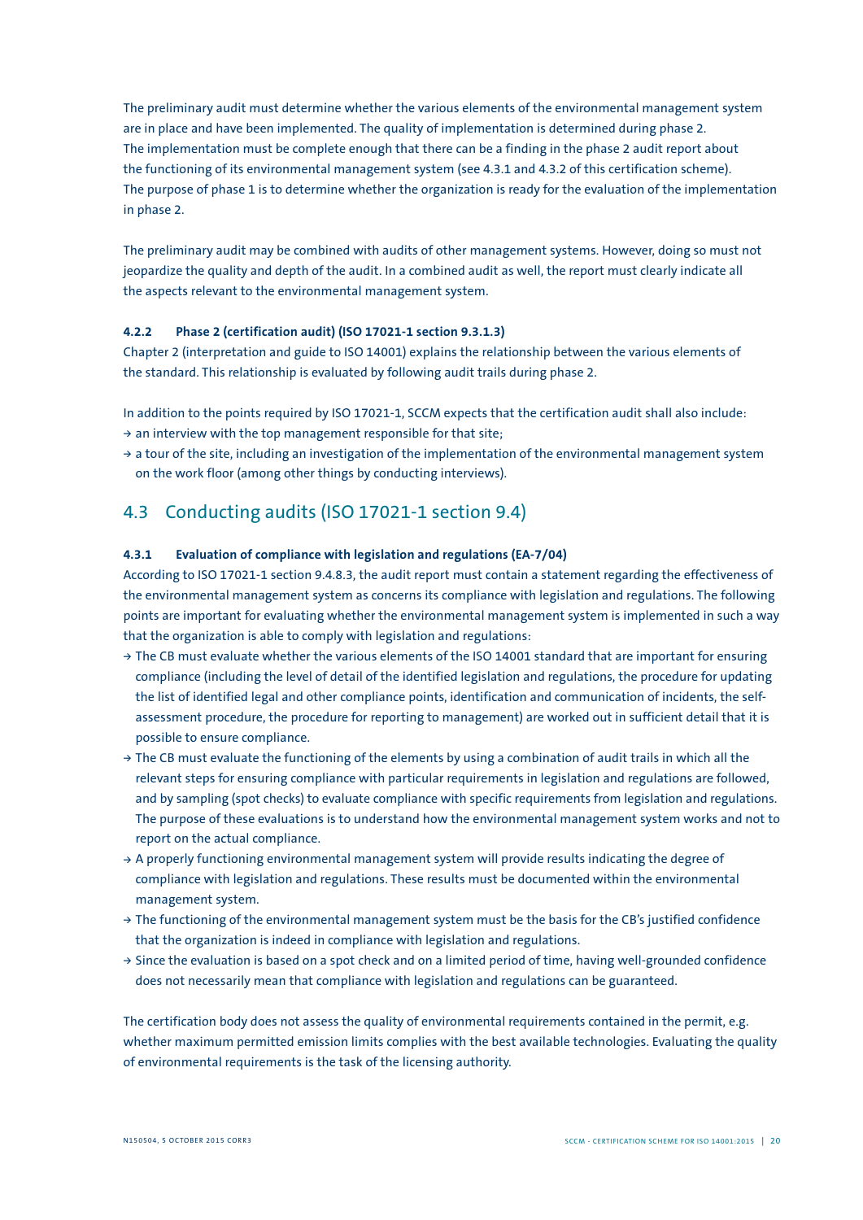The preliminary audit must determine whether the various elements of the environmental management system are in place and have been implemented. The quality of implementation is determined during phase 2. The implementation must be complete enough that there can be a finding in the phase 2 audit report about the functioning of its environmental management system (see 4.3.1 and 4.3.2 of this certification scheme). The purpose of phase 1 is to determine whether the organization is ready for the evaluation of the implementation in phase 2.

The preliminary audit may be combined with audits of other management systems. However, doing so must not jeopardize the quality and depth of the audit. In a combined audit as well, the report must clearly indicate all the aspects relevant to the environmental management system.

#### 4.2.2 Phase 2 (certification audit) (ISO 17021-1 section 9.3.1.3)

Chapter 2 (interpretation and guide to ISO 14001) explains the relationship between the various elements of the standard. This relationship is evaluated by following audit trails during phase 2.

In addition to the points required by ISO 17021-1, SCCM expects that the certification audit shall also include:

- an interview with the top management responsible for that site;
- a tour of the site, including an investigation of the implementation of the environmental management system on the work floor (among other things by conducting interviews).

## 4.3 Conducting audits (ISO 17021-1 section 9.4)

#### 4.3.1 Evaluation of compliance with legislation and regulations (EA-7/04)

According to ISO 17021-1 section 9.4.8.3, the audit report must contain a statement regarding the effectiveness of the environmental management system as concerns its compliance with legislation and regulations. The following points are important for evaluating whether the environmental management system is implemented in such a way that the organization is able to comply with legislation and regulations:

- The CB must evaluate whether the various elements of the ISO 14001 standard that are important for ensuring compliance (including the level of detail of the identified legislation and regulations, the procedure for updating the list of identified legal and other compliance points, identification and communication of incidents, the self-assessment procedure, the procedure for reporting to management) are worked out in sufficient detail that it is possible to ensure compliance.
- The CB must evaluate the functioning of the elements by using a combination of audit trails in which all the relevant steps for ensuring compliance with particular requirements in legislation and regulations are followed, and by sampling (spot checks) to evaluate compliance with specific requirements from legislation and regulations. The purpose of these evaluations is to understand how the environmental management system works and not to report on the actual compliance.
- A properly functioning environmental management system will provide results indicating the degree of compliance with legislation and regulations. These results must be documented within the environmental management system.
- The functioning of the environmental management system must be the basis for the CB's justified confidence that the organization is indeed in compliance with legislation and regulations.
- Since the evaluation is based on a spot check and on a limited period of time, having well-grounded confidence does not necessarily mean that compliance with legislation and regulations can be guaranteed.

The certification body does not assess the quality of environmental requirements contained in the permit, e.g. whether maximum permitted emission limits complies with the best available technologies. Evaluating the quality of environmental requirements is the task of the licensing authority.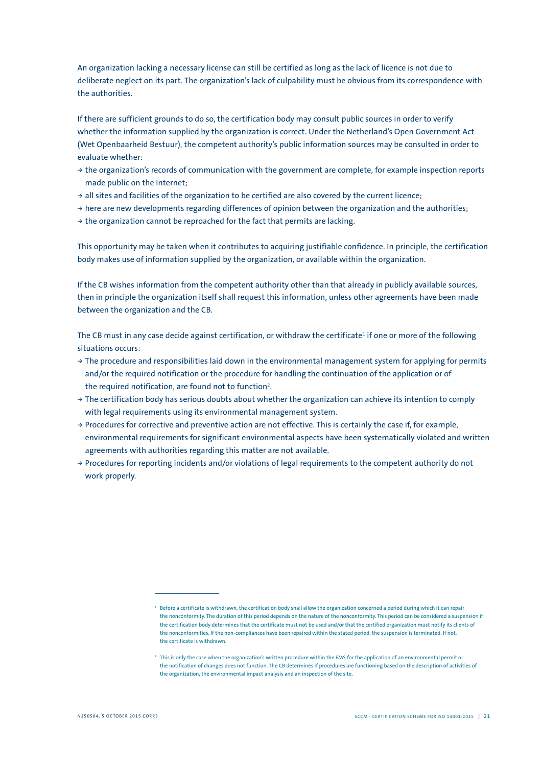An organization lacking a necessary license can still be certified as long as the lack of licence is not due to deliberate neglect on its part. The organization's lack of culpability must be obvious from its correspondence with the authorities.

If there are sufficient grounds to do so, the certification body may consult public sources in order to verify whether the information supplied by the organization is correct. Under the Netherland's Open Government Act (Wet Openbaarheid Bestuur), the competent authority's public information sources may be consulted in order to evaluate whether:

- → the organization's records of communication with the government are complete, for example inspection reports made public on the Internet;
- → all sites and facilities of the organization to be certified are also covered by the current licence;
- → here are new developments regarding differences of opinion between the organization and the authorities;
- → the organization cannot be reproached for the fact that permits are lacking.

This opportunity may be taken when it contributes to acquiring justifiable confidence. In principle, the certification body makes use of information supplied by the organization, or available within the organization.

If the CB wishes information from the competent authority other than that already in publicly available sources, then in principle the organization itself shall request this information, unless other agreements have been made between the organization and the CB.

The CB must in any case decide against certification, or withdraw the certificate[1] if one or more of the following situations occurs:

- → The procedure and responsibilities laid down in the environmental management system for applying for permits and/or the required notification or the procedure for handling the continuation of the application or of the required notification, are found not to function[2].
- → The certification body has serious doubts about whether the organization can achieve its intention to comply with legal requirements using its environmental management system.
- → Procedures for corrective and preventive action are not effective. This is certainly the case if, for example, environmental requirements for significant environmental aspects have been systematically violated and written agreements with authorities regarding this matter are not available.
- → Procedures for reporting incidents and/or violations of legal requirements to the competent authority do not work properly.

---

[1] Before a certificate is withdrawn, the certification body shall allow the organization concerned a period during which it can repair the nonconformity. The duration of this period depends on the nature of the nonconformity. This period can be considered a suspension if the certification body determines that the certificate must not be used and/or that the certified organization must notify its clients of the nonconformities. If the non-compliances have been repaired within the stated period, the suspension is terminated. If not, the certificate is withdrawn.

[2] This is only the case when the organization's written procedure within the EMS for the application of an environmental permit or the notification of changes does not function. The CB determines if procedures are functioning based on the description of activities of the organization, the environmental impact analysis and an inspection of the site.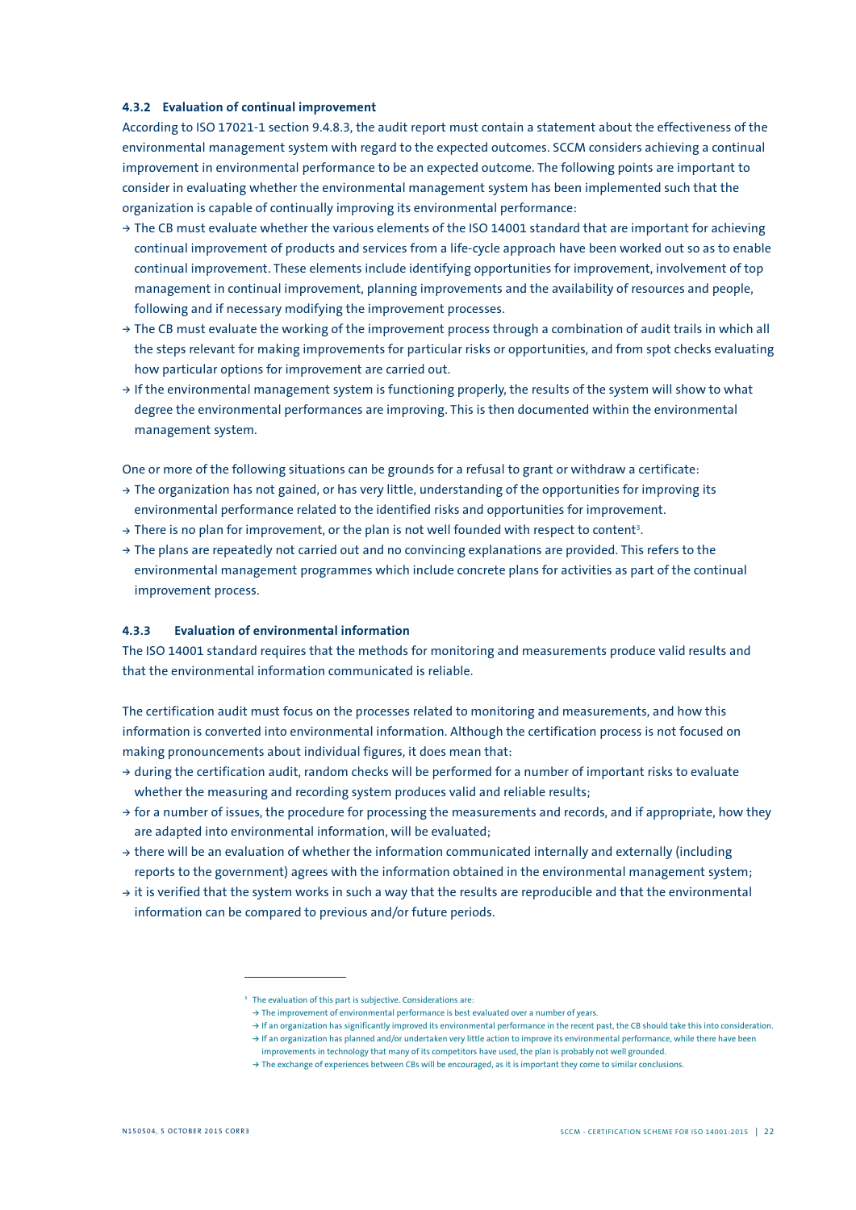#### 4.3.2 Evaluation of continual improvement

According to ISO 17021-1 section 9.4.8.3, the audit report must contain a statement about the effectiveness of the environmental management system with regard to the expected outcomes. SCCM considers achieving a continual improvement in environmental performance to be an expected outcome. The following points are important to consider in evaluating whether the environmental management system has been implemented such that the organization is capable of continually improving its environmental performance:

- → The CB must evaluate whether the various elements of the ISO 14001 standard that are important for achieving continual improvement of products and services from a life-cycle approach have been worked out so as to enable continual improvement. These elements include identifying opportunities for improvement, involvement of top management in continual improvement, planning improvements and the availability of resources and people, following and if necessary modifying the improvement processes.
- → The CB must evaluate the working of the improvement process through a combination of audit trails in which all the steps relevant for making improvements for particular risks or opportunities, and from spot checks evaluating how particular options for improvement are carried out.
- → If the environmental management system is functioning properly, the results of the system will show to what degree the environmental performances are improving. This is then documented within the environmental management system.

One or more of the following situations can be grounds for a refusal to grant or withdraw a certificate:

- → The organization has not gained, or has very little, understanding of the opportunities for improving its environmental performance related to the identified risks and opportunities for improvement.
- → There is no plan for improvement, or the plan is not well founded with respect to content[3].
- → The plans are repeatedly not carried out and no convincing explanations are provided. This refers to the environmental management programmes which include concrete plans for activities as part of the continual improvement process.

#### 4.3.3 Evaluation of environmental information

The ISO 14001 standard requires that the methods for monitoring and measurements produce valid results and that the environmental information communicated is reliable.

The certification audit must focus on the processes related to monitoring and measurements, and how this information is converted into environmental information. Although the certification process is not focused on making pronouncements about individual figures, it does mean that:

- → during the certification audit, random checks will be performed for a number of important risks to evaluate whether the measuring and recording system produces valid and reliable results;
- → for a number of issues, the procedure for processing the measurements and records, and if appropriate, how they are adapted into environmental information, will be evaluated;
- → there will be an evaluation of whether the information communicated internally and externally (including reports to the government) agrees with the information obtained in the environmental management system;
- → it is verified that the system works in such a way that the results are reproducible and that the environmental information can be compared to previous and/or future periods.

---

[3] The evaluation of this part is subjective. Considerations are:
- → The improvement of environmental performance is best evaluated over a number of years.
- → If an organization has significantly improved its environmental performance in the recent past, the CB should take this into consideration.
- → If an organization has planned and/or undertaken very little action to improve its environmental performance, while there have been improvements in technology that many of its competitors have used, the plan is probably not well grounded.
- → The exchange of experiences between CBs will be encouraged, as it is important they come to similar conclusions.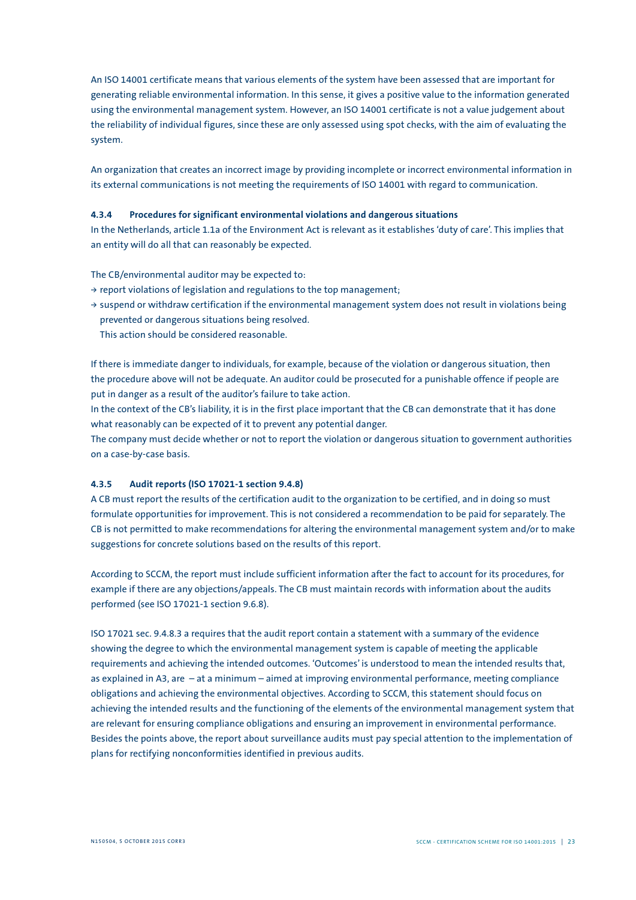An ISO 14001 certificate means that various elements of the system have been assessed that are important for generating reliable environmental information. In this sense, it gives a positive value to the information generated using the environmental management system. However, an ISO 14001 certificate is not a value judgement about the reliability of individual figures, since these are only assessed using spot checks, with the aim of evaluating the system.

An organization that creates an incorrect image by providing incomplete or incorrect environmental information in its external communications is not meeting the requirements of ISO 14001 with regard to communication.

#### 4.3.4 Procedures for significant environmental violations and dangerous situations

In the Netherlands, article 1.1a of the Environment Act is relevant as it establishes 'duty of care'. This implies that an entity will do all that can reasonably be expected.

The CB/environmental auditor may be expected to:

→ report violations of legislation and regulations to the top management;
→ suspend or withdraw certification if the environmental management system does not result in violations being prevented or dangerous situations being resolved.
  This action should be considered reasonable.

If there is immediate danger to individuals, for example, because of the violation or dangerous situation, then the procedure above will not be adequate. An auditor could be prosecuted for a punishable offence if people are put in danger as a result of the auditor's failure to take action.
In the context of the CB's liability, it is in the first place important that the CB can demonstrate that it has done what reasonably can be expected of it to prevent any potential danger.
The company must decide whether or not to report the violation or dangerous situation to government authorities on a case-by-case basis.

#### 4.3.5 Audit reports (ISO 17021-1 section 9.4.8)

A CB must report the results of the certification audit to the organization to be certified, and in doing so must formulate opportunities for improvement. This is not considered a recommendation to be paid for separately. The CB is not permitted to make recommendations for altering the environmental management system and/or to make suggestions for concrete solutions based on the results of this report.

According to SCCM, the report must include sufficient information after the fact to account for its procedures, for example if there are any objections/appeals. The CB must maintain records with information about the audits performed (see ISO 17021-1 section 9.6.8).

ISO 17021 sec. 9.4.8.3 a requires that the audit report contain a statement with a summary of the evidence showing the degree to which the environmental management system is capable of meeting the applicable requirements and achieving the intended outcomes. 'Outcomes' is understood to mean the intended results that, as explained in A3, are – at a minimum – aimed at improving environmental performance, meeting compliance obligations and achieving the environmental objectives. According to SCCM, this statement should focus on achieving the intended results and the functioning of the elements of the environmental management system that are relevant for ensuring compliance obligations and ensuring an improvement in environmental performance. Besides the points above, the report about surveillance audits must pay special attention to the implementation of plans for rectifying nonconformities identified in previous audits.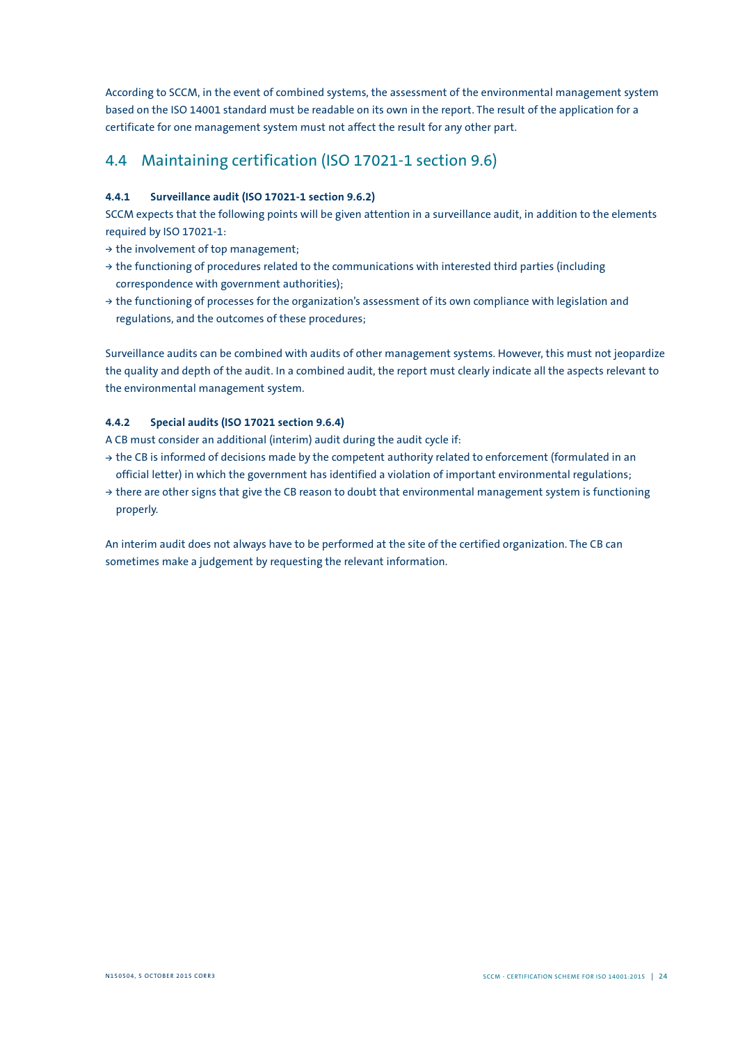According to SCCM, in the event of combined systems, the assessment of the environmental management system based on the ISO 14001 standard must be readable on its own in the report. The result of the application for a certificate for one management system must not affect the result for any other part.

## 4.4 Maintaining certification (ISO 17021-1 section 9.6)

### 4.4.1 Surveillance audit (ISO 17021-1 section 9.6.2)

SCCM expects that the following points will be given attention in a surveillance audit, in addition to the elements required by ISO 17021-1:

- the involvement of top management;
- the functioning of procedures related to the communications with interested third parties (including correspondence with government authorities);
- the functioning of processes for the organization's assessment of its own compliance with legislation and regulations, and the outcomes of these procedures;

Surveillance audits can be combined with audits of other management systems. However, this must not jeopardize the quality and depth of the audit. In a combined audit, the report must clearly indicate all the aspects relevant to the environmental management system.

### 4.4.2 Special audits (ISO 17021 section 9.6.4)

A CB must consider an additional (interim) audit during the audit cycle if:

- the CB is informed of decisions made by the competent authority related to enforcement (formulated in an official letter) in which the government has identified a violation of important environmental regulations;
- there are other signs that give the CB reason to doubt that environmental management system is functioning properly.

An interim audit does not always have to be performed at the site of the certified organization. The CB can sometimes make a judgement by requesting the relevant information.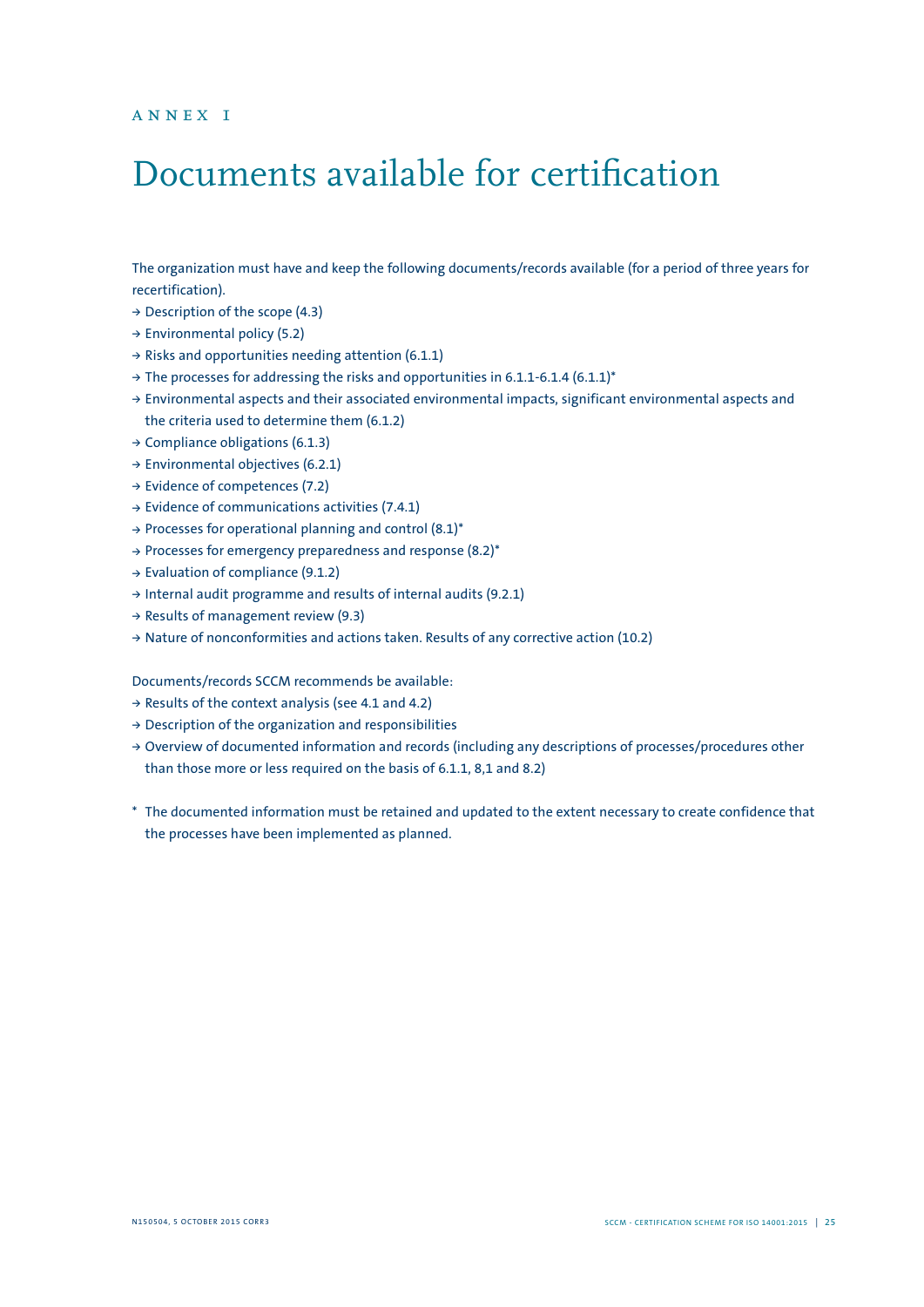ANNEX I

# Documents available for certification

The organization must have and keep the following documents/records available (for a period of three years for recertification).

- Description of the scope (4.3)
- Environmental policy (5.2)
- Risks and opportunities needing attention (6.1.1)
- The processes for addressing the risks and opportunities in 6.1.1-6.1.4 (6.1.1)*
- Environmental aspects and their associated environmental impacts, significant environmental aspects and the criteria used to determine them (6.1.2)
- Compliance obligations (6.1.3)
- Environmental objectives (6.2.1)
- Evidence of competences (7.2)
- Evidence of communications activities (7.4.1)
- Processes for operational planning and control (8.1)*
- Processes for emergency preparedness and response (8.2)*
- Evaluation of compliance (9.1.2)
- Internal audit programme and results of internal audits (9.2.1)
- Results of management review (9.3)
- Nature of nonconformities and actions taken. Results of any corrective action (10.2)

Documents/records SCCM recommends be available:

- Results of the context analysis (see 4.1 and 4.2)
- Description of the organization and responsibilities
- Overview of documented information and records (including any descriptions of processes/procedures other than those more or less required on the basis of 6.1.1, 8,1 and 8.2)

\* The documented information must be retained and updated to the extent necessary to create confidence that the processes have been implemented as planned.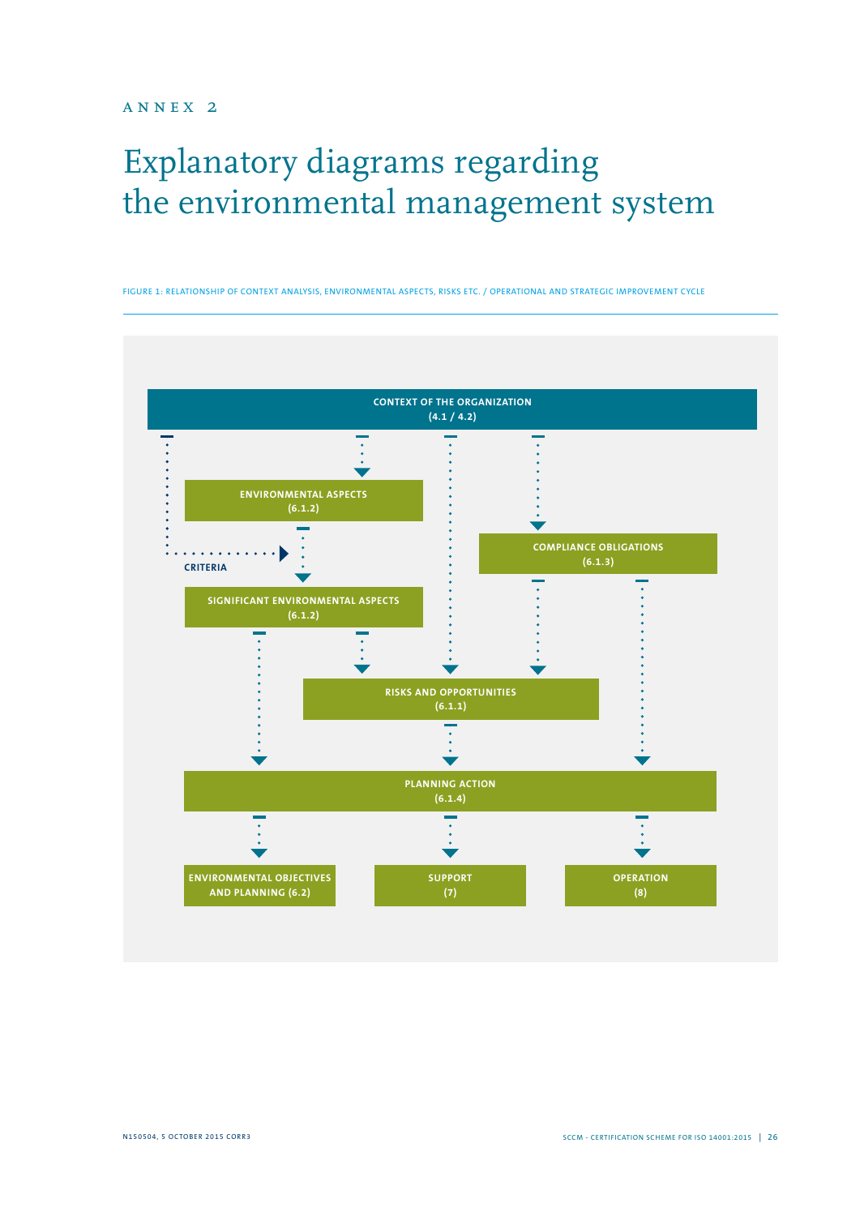ANNEX 2

# Explanatory diagrams regarding the environmental management system

FIGURE 1: RELATIONSHIP OF CONTEXT ANALYSIS, ENVIRONMENTAL ASPECTS, RISKS ETC. / OPERATIONAL AND STRATEGIC IMPROVEMENT CYCLE

CONTEXT OF THE ORGANIZATION (4.1 / 4.2)

ENVIRONMENTAL ASPECTS (6.1.2)

CRITERIA

COMPLIANCE OBLIGATIONS (6.1.3)

SIGNIFICANT ENVIRONMENTAL ASPECTS (6.1.2)

RISKS AND OPPORTUNITIES (6.1.1)

PLANNING ACTION (6.1.4)

ENVIRONMENTAL OBJECTIVES AND PLANNING (6.2)

SUPPORT (7)

OPERATION (8)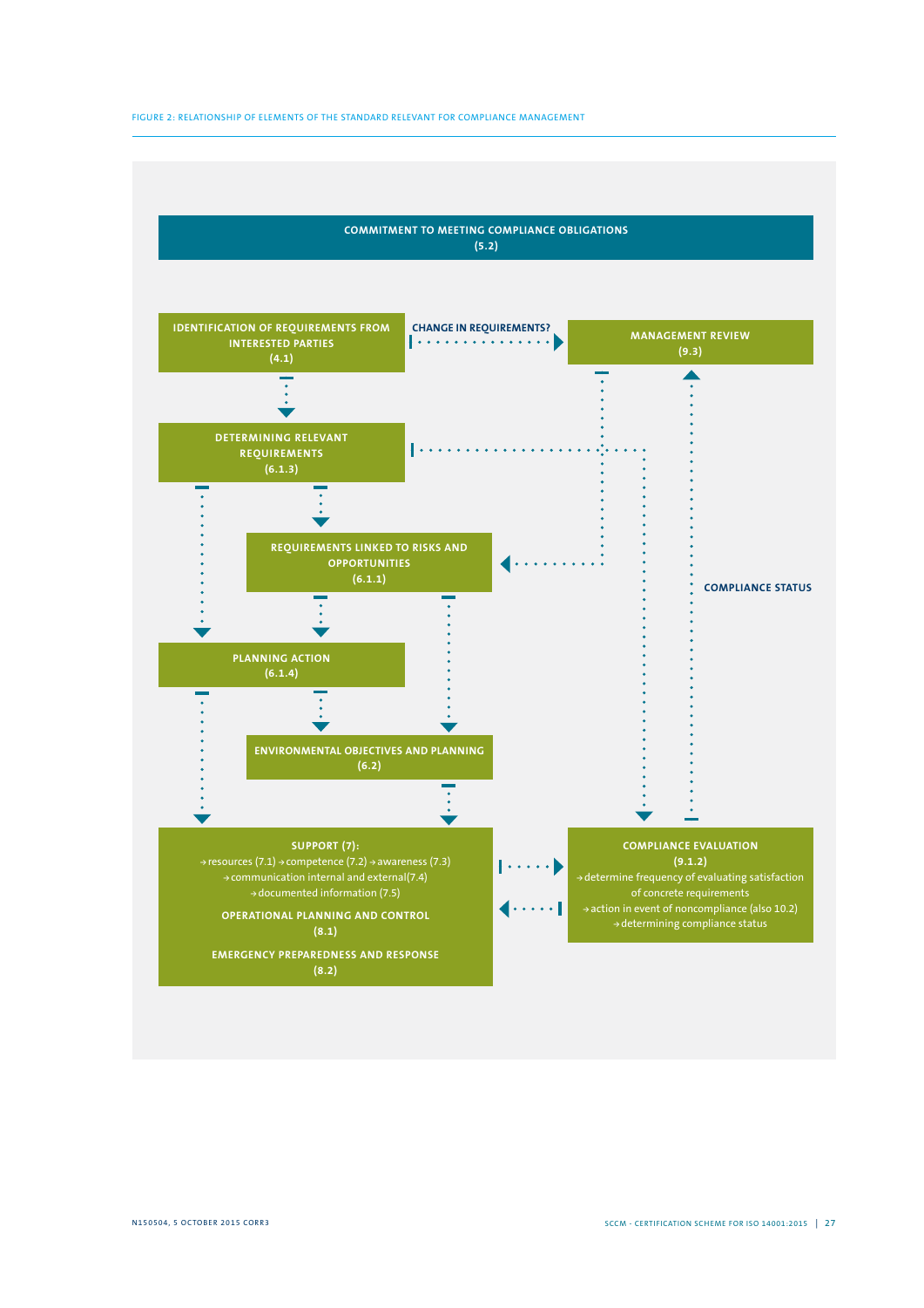FIGURE 2: RELATIONSHIP OF ELEMENTS OF THE STANDARD RELEVANT FOR COMPLIANCE MANAGEMENT

**COMMITMENT TO MEETING COMPLIANCE OBLIGATIONS (5.2)**

**IDENTIFICATION OF REQUIREMENTS FROM INTERESTED PARTIES (4.1)**

CHANGE IN REQUIREMENTS?

**MANAGEMENT REVIEW (9.3)**

**DETERMINING RELEVANT REQUIREMENTS (6.1.3)**

**REQUIREMENTS LINKED TO RISKS AND OPPORTUNITIES (6.1.1)**

COMPLIANCE STATUS

**PLANNING ACTION (6.1.4)**

**ENVIRONMENTAL OBJECTIVES AND PLANNING (6.2)**

**SUPPORT (7):**

- → resources (7.1) → competence (7.2) → awareness (7.3)
- → communication internal and external(7.4)
- → documented information (7.5)

**OPERATIONAL PLANNING AND CONTROL (8.1)**

**EMERGENCY PREPAREDNESS AND RESPONSE (8.2)**

**COMPLIANCE EVALUATION (9.1.2)**

- → determine frequency of evaluating satisfaction of concrete requirements
- → action in event of noncompliance (also 10.2)
- → determining compliance status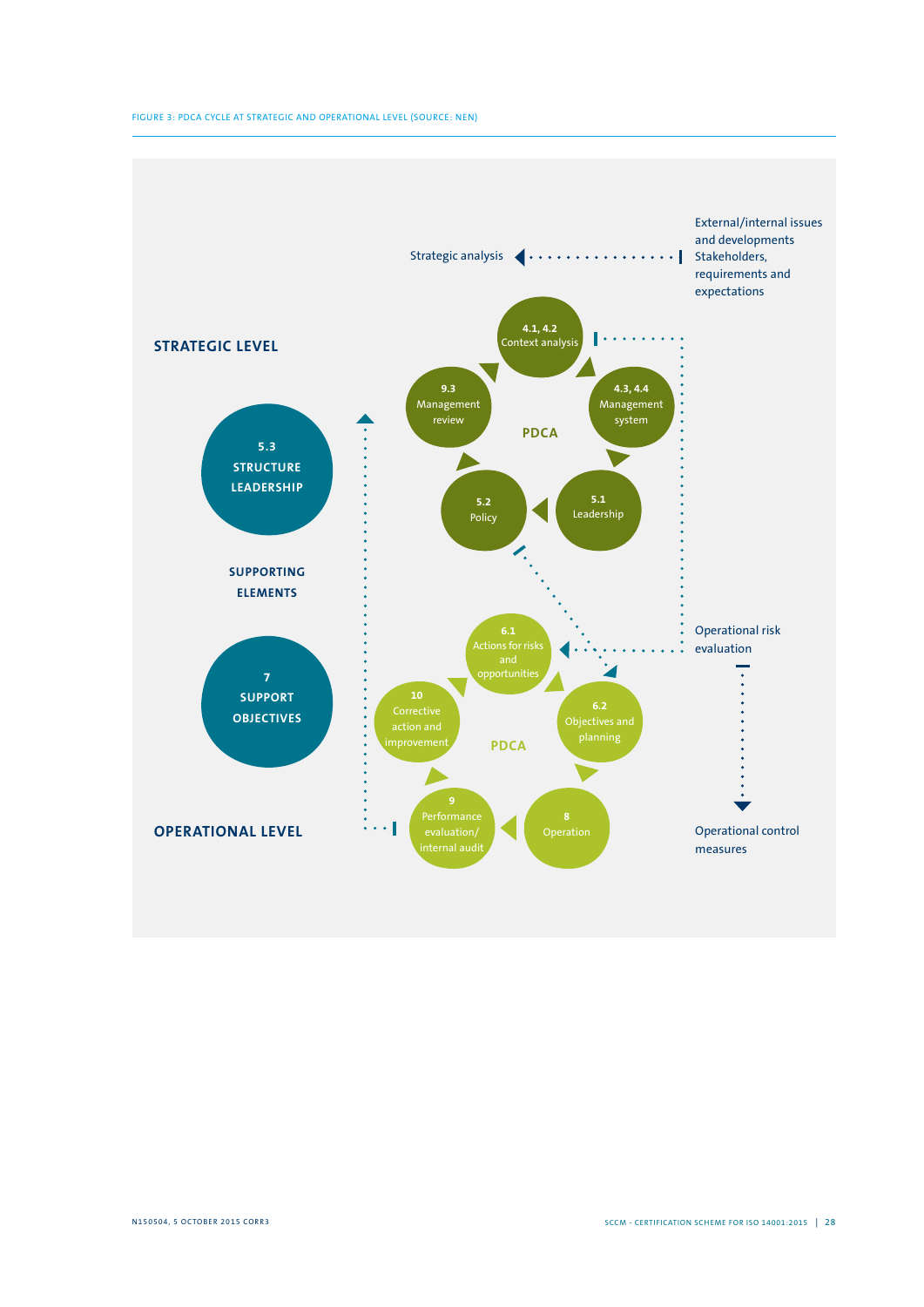FIGURE 3: PDCA CYCLE AT STRATEGIC AND OPERATIONAL LEVEL (SOURCE: NEN)

Strategic analysis

External/internal issues and developments
Stakeholders, requirements and expectations

STRATEGIC LEVEL

4.1, 4.2
Context analysis

9.3
Management review

4.3, 4.4
Management system

PDCA

5.1
Leadership

5.2
Policy

5.3
STRUCTURE
LEADERSHIP

SUPPORTING
ELEMENTS

7
SUPPORT
OBJECTIVES

Operational risk evaluation

6.1
Actions for risks and opportunities

10
Corrective action and improvement

6.2
Objectives and planning

PDCA

9
Performance evaluation/ internal audit

8
Operation

OPERATIONAL LEVEL

Operational control measures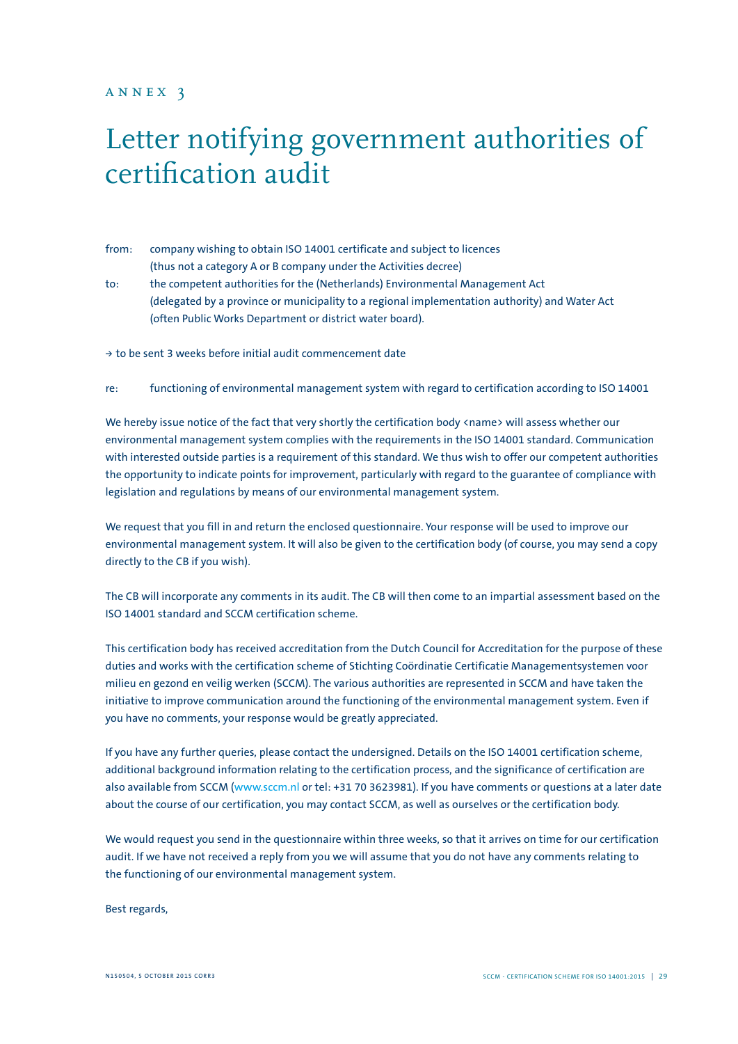ANNEX 3

# Letter notifying government authorities of certification audit

from: company wishing to obtain ISO 14001 certificate and subject to licences (thus not a category A or B company under the Activities decree)

to: the competent authorities for the (Netherlands) Environmental Management Act (delegated by a province or municipality to a regional implementation authority) and Water Act (often Public Works Department or district water board).

→ to be sent 3 weeks before initial audit commencement date

re: functioning of environmental management system with regard to certification according to ISO 14001

We hereby issue notice of the fact that very shortly the certification body <name> will assess whether our environmental management system complies with the requirements in the ISO 14001 standard. Communication with interested outside parties is a requirement of this standard. We thus wish to offer our competent authorities the opportunity to indicate points for improvement, particularly with regard to the guarantee of compliance with legislation and regulations by means of our environmental management system.

We request that you fill in and return the enclosed questionnaire. Your response will be used to improve our environmental management system. It will also be given to the certification body (of course, you may send a copy directly to the CB if you wish).

The CB will incorporate any comments in its audit. The CB will then come to an impartial assessment based on the ISO 14001 standard and SCCM certification scheme.

This certification body has received accreditation from the Dutch Council for Accreditation for the purpose of these duties and works with the certification scheme of Stichting Coördinatie Certificatie Managementsystemen voor milieu en gezond en veilig werken (SCCM). The various authorities are represented in SCCM and have taken the initiative to improve communication around the functioning of the environmental management system. Even if you have no comments, your response would be greatly appreciated.

If you have any further queries, please contact the undersigned. Details on the ISO 14001 certification scheme, additional background information relating to the certification process, and the significance of certification are also available from SCCM (www.sccm.nl or tel: +31 70 3623981). If you have comments or questions at a later date about the course of our certification, you may contact SCCM, as well as ourselves or the certification body.

We would request you send in the questionnaire within three weeks, so that it arrives on time for our certification audit. If we have not received a reply from you we will assume that you do not have any comments relating to the functioning of our environmental management system.

Best regards,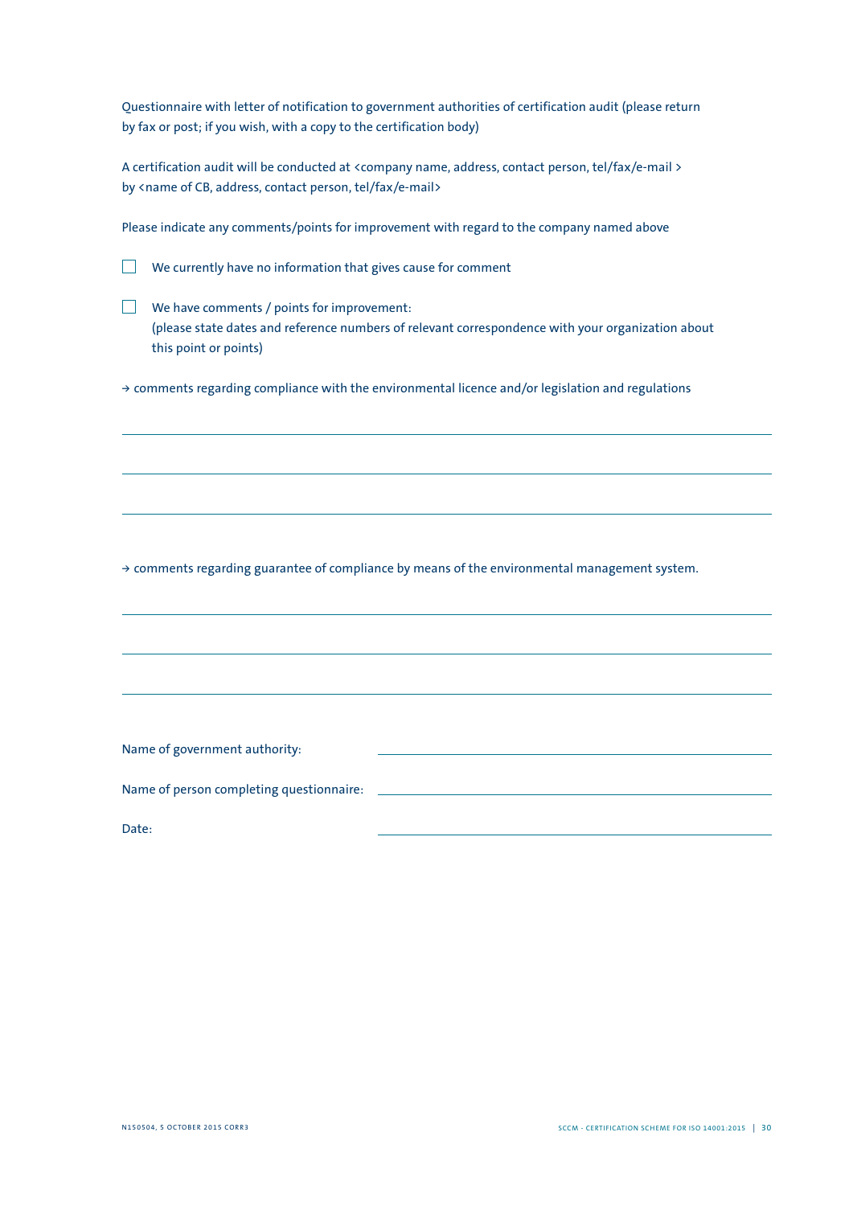Questionnaire with letter of notification to government authorities of certification audit (please return by fax or post; if you wish, with a copy to the certification body)

A certification audit will be conducted at <company name, address, contact person, tel/fax/e-mail > by <name of CB, address, contact person, tel/fax/e-mail>

Please indicate any comments/points for improvement with regard to the company named above

☐ We currently have no information that gives cause for comment

☐ We have comments / points for improvement:
(please state dates and reference numbers of relevant correspondence with your organization about this point or points)

→ comments regarding compliance with the environmental licence and/or legislation and regulations

______________________________________________________________________

______________________________________________________________________

______________________________________________________________________

→ comments regarding guarantee of compliance by means of the environmental management system.

______________________________________________________________________

______________________________________________________________________

______________________________________________________________________

Name of government authority: ______________________________________

Name of person completing questionnaire: ______________________________________

Date: ______________________________________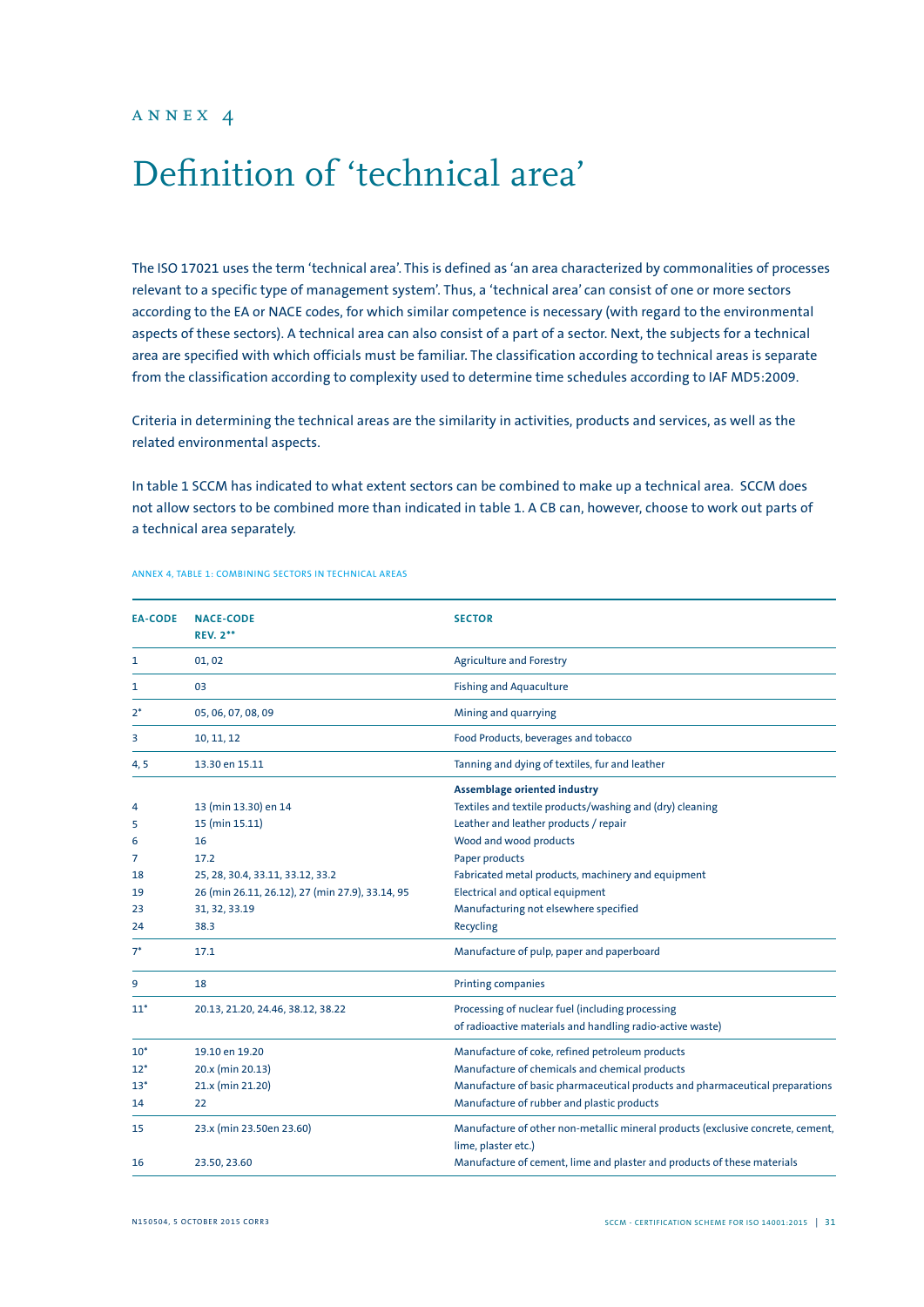ANNEX 4

# Definition of 'technical area'

The ISO 17021 uses the term 'technical area'. This is defined as 'an area characterized by commonalities of processes relevant to a specific type of management system'. Thus, a 'technical area' can consist of one or more sectors according to the EA or NACE codes, for which similar competence is necessary (with regard to the environmental aspects of these sectors). A technical area can also consist of a part of a sector. Next, the subjects for a technical area are specified with which officials must be familiar. The classification according to technical areas is separate from the classification according to complexity used to determine time schedules according to IAF MD5:2009.

Criteria in determining the technical areas are the similarity in activities, products and services, as well as the related environmental aspects.

In table 1 SCCM has indicated to what extent sectors can be combined to make up a technical area. SCCM does not allow sectors to be combined more than indicated in table 1. A CB can, however, choose to work out parts of a technical area separately.

ANNEX 4, TABLE 1: COMBINING SECTORS IN TECHNICAL AREAS

| EA-CODE | NACE-CODE REV. 2** | SECTOR |
|---|---|---|
| 1 | 01, 02 | Agriculture and Forestry |
| 1 | 03 | Fishing and Aquaculture |
| 2* | 05, 06, 07, 08, 09 | Mining and quarrying |
| 3 | 10, 11, 12 | Food Products, beverages and tobacco |
| 4, 5 | 13.30 en 15.11 | Tanning and dying of textiles, fur and leather |
| | | **Assemblage oriented industry** |
| 4 | 13 (min 13.30) en 14 | Textiles and textile products/washing and (dry) cleaning |
| 5 | 15 (min 15.11) | Leather and leather products / repair |
| 6 | 16 | Wood and wood products |
| 7 | 17.2 | Paper products |
| 18 | 25, 28, 30.4, 33.11, 33.12, 33.2 | Fabricated metal products, machinery and equipment |
| 19 | 26 (min 26.11, 26.12), 27 (min 27.9), 33.14, 95 | Electrical and optical equipment |
| 23 | 31, 32, 33.19 | Manufacturing not elsewhere specified |
| 24 | 38.3 | Recycling |
| 7* | 17.1 | Manufacture of pulp, paper and paperboard |
| 9 | 18 | Printing companies |
| 11* | 20.13, 21.20, 24.46, 38.12, 38.22 | Processing of nuclear fuel (including processing of radioactive materials and handling radio-active waste) |
| 10* | 19.10 en 19.20 | Manufacture of coke, refined petroleum products |
| 12* | 20.x (min 20.13) | Manufacture of chemicals and chemical products |
| 13* | 21.x (min 21.20) | Manufacture of basic pharmaceutical products and pharmaceutical preparations |
| 14 | 22 | Manufacture of rubber and plastic products |
| 15 | 23.x (min 23.50en 23.60) | Manufacture of other non-metallic mineral products (exclusive concrete, cement, lime, plaster etc.) |
| 16 | 23.50, 23.60 | Manufacture of cement, lime and plaster and products of these materials |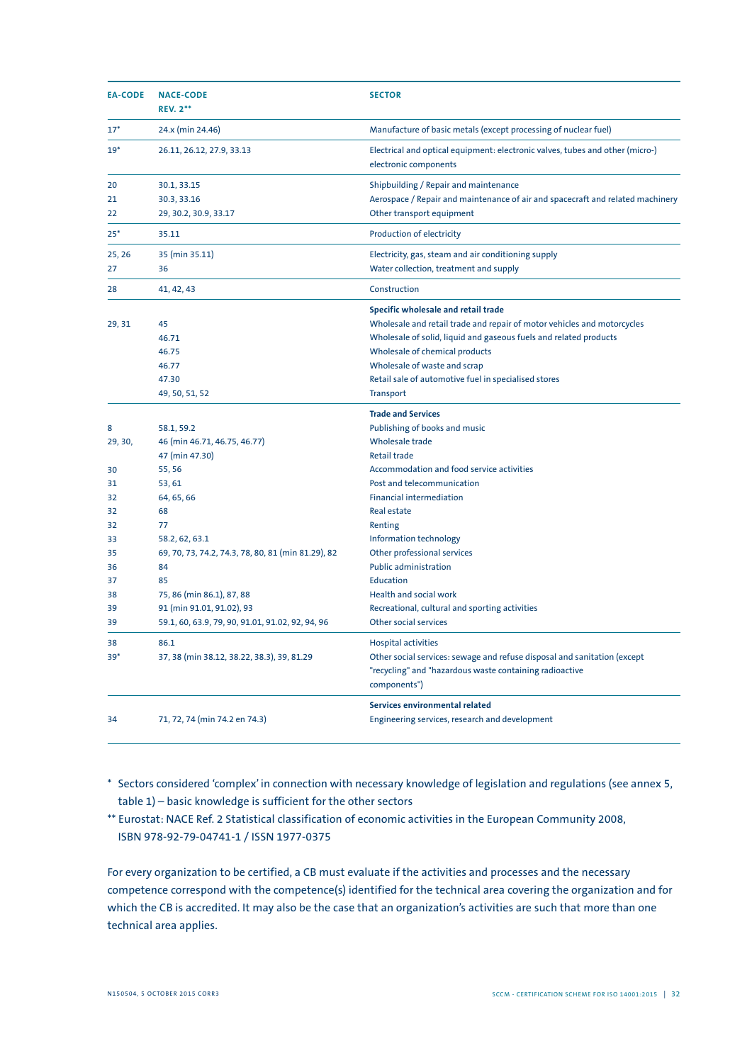| EA-CODE | NACE-CODE REV. 2** | SECTOR |
|---|---|---|
| 17* | 24.x (min 24.46) | Manufacture of basic metals (except processing of nuclear fuel) |
| 19* | 26.11, 26.12, 27.9, 33.13 | Electrical and optical equipment: electronic valves, tubes and other (micro-) electronic components |
| 20 | 30.1, 33.15 | Shipbuilding / Repair and maintenance |
| 21 | 30.3, 33.16 | Aerospace / Repair and maintenance of air and spacecraft and related machinery |
| 22 | 29, 30.2, 30.9, 33.17 | Other transport equipment |
| 25* | 35.11 | Production of electricity |
| 25, 26 | 35 (min 35.11) | Electricity, gas, steam and air conditioning supply |
| 27 | 36 | Water collection, treatment and supply |
| 28 | 41, 42, 43 | Construction |
| | | **Specific wholesale and retail trade** |
| 29, 31 | 45 | Wholesale and retail trade and repair of motor vehicles and motorcycles |
| | 46.71 | Wholesale of solid, liquid and gaseous fuels and related products |
| | 46.75 | Wholesale of chemical products |
| | 46.77 | Wholesale of waste and scrap |
| | 47.30 | Retail sale of automotive fuel in specialised stores |
| | 49, 50, 51, 52 | Transport |
| | | **Trade and Services** |
| 8 | 58.1, 59.2 | Publishing of books and music |
| 29, 30, | 46 (min 46.71, 46.75, 46.77) | Wholesale trade |
| | 47 (min 47.30) | Retail trade |
| 30 | 55, 56 | Accommodation and food service activities |
| 31 | 53, 61 | Post and telecommunication |
| 32 | 64, 65, 66 | Financial intermediation |
| 32 | 68 | Real estate |
| 32 | 77 | Renting |
| 33 | 58.2, 62, 63.1 | Information technology |
| 35 | 69, 70, 73, 74.2, 74.3, 78, 80, 81 (min 81.29), 82 | Other professional services |
| 36 | 84 | Public administration |
| 37 | 85 | Education |
| 38 | 75, 86 (min 86.1), 87, 88 | Health and social work |
| 39 | 91 (min 91.01, 91.02), 93 | Recreational, cultural and sporting activities |
| 39 | 59.1, 60, 63.9, 79, 90, 91.01, 91.02, 92, 94, 96 | Other social services |
| 38 | 86.1 | Hospital activities |
| 39* | 37, 38 (min 38.12, 38.22, 38.3), 39, 81.29 | Other social services: sewage and refuse disposal and sanitation (except "recycling" and "hazardous waste containing radioactive components") |
| | | **Services environmental related** |
| 34 | 71, 72, 74 (min 74.2 en 74.3) | Engineering services, research and development |

\* Sectors considered 'complex' in connection with necessary knowledge of legislation and regulations (see annex 5, table 1) – basic knowledge is sufficient for the other sectors

\*\* Eurostat: NACE Ref. 2 Statistical classification of economic activities in the European Community 2008, ISBN 978-92-79-04741-1 / ISSN 1977-0375

For every organization to be certified, a CB must evaluate if the activities and processes and the necessary competence correspond with the competence(s) identified for the technical area covering the organization and for which the CB is accredited. It may also be the case that an organization's activities are such that more than one technical area applies.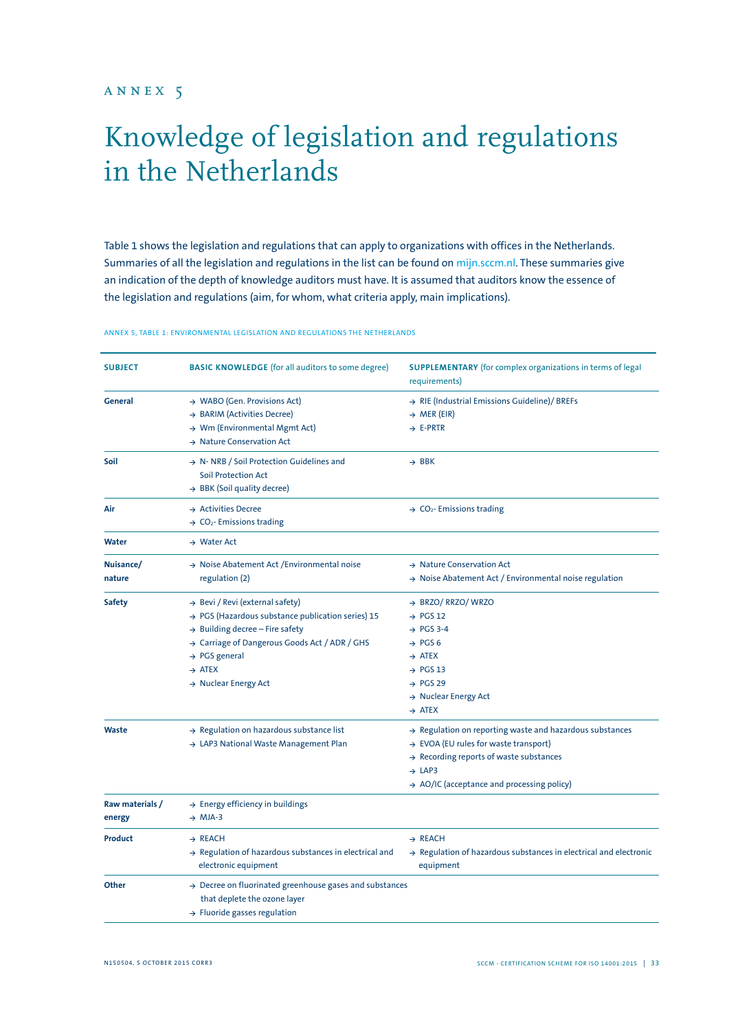ANNEX 5

# Knowledge of legislation and regulations in the Netherlands

Table 1 shows the legislation and regulations that can apply to organizations with offices in the Netherlands. Summaries of all the legislation and regulations in the list can be found on mijn.sccm.nl. These summaries give an indication of the depth of knowledge auditors must have. It is assumed that auditors know the essence of the legislation and regulations (aim, for whom, what criteria apply, main implications).

ANNEX 5, TABLE 1: ENVIRONMENTAL LEGISLATION AND REGULATIONS THE NETHERLANDS

| SUBJECT | BASIC KNOWLEDGE (for all auditors to some degree) | SUPPLEMENTARY (for complex organizations in terms of legal requirements) |
|---|---|---|
| General | → WABO (Gen. Provisions Act)<br>→ BARIM (Activities Decree)<br>→ Wm (Environmental Mgmt Act)<br>→ Nature Conservation Act | → RIE (Industrial Emissions Guideline)/ BREFs<br>→ MER (EIR)<br>→ E-PRTR |
| Soil | → N- NRB / Soil Protection Guidelines and Soil Protection Act<br>→ BBK (Soil quality decree) | → BBK |
| Air | → Activities Decree<br>→ $CO_2$- Emissions trading | → $CO_2$- Emissions trading |
| Water | → Water Act | |
| Nuisance/ nature | → Noise Abatement Act /Environmental noise regulation (2) | → Nature Conservation Act<br>→ Noise Abatement Act / Environmental noise regulation |
| Safety | → Bevi / Revi (external safety)<br>→ PGS (Hazardous substance publication series) 15<br>→ Building decree – Fire safety<br>→ Carriage of Dangerous Goods Act / ADR / GHS<br>→ PGS general<br>→ ATEX<br>→ Nuclear Energy Act | → BRZO/ RRZO/ WRZO<br>→ PGS 12<br>→ PGS 3-4<br>→ PGS 6<br>→ ATEX<br>→ PGS 13<br>→ PGS 29<br>→ Nuclear Energy Act<br>→ ATEX |
| Waste | → Regulation on hazardous substance list<br>→ LAP3 National Waste Management Plan | → Regulation on reporting waste and hazardous substances<br>→ EVOA (EU rules for waste transport)<br>→ Recording reports of waste substances<br>→ LAP3<br>→ AO/IC (acceptance and processing policy) |
| Raw materials / energy | → Energy efficiency in buildings<br>→ MJA-3 | |
| Product | → REACH<br>→ Regulation of hazardous substances in electrical and electronic equipment | → REACH<br>→ Regulation of hazardous substances in electrical and electronic equipment |
| Other | → Decree on fluorinated greenhouse gases and substances that deplete the ozone layer<br>→ Fluoride gasses regulation | |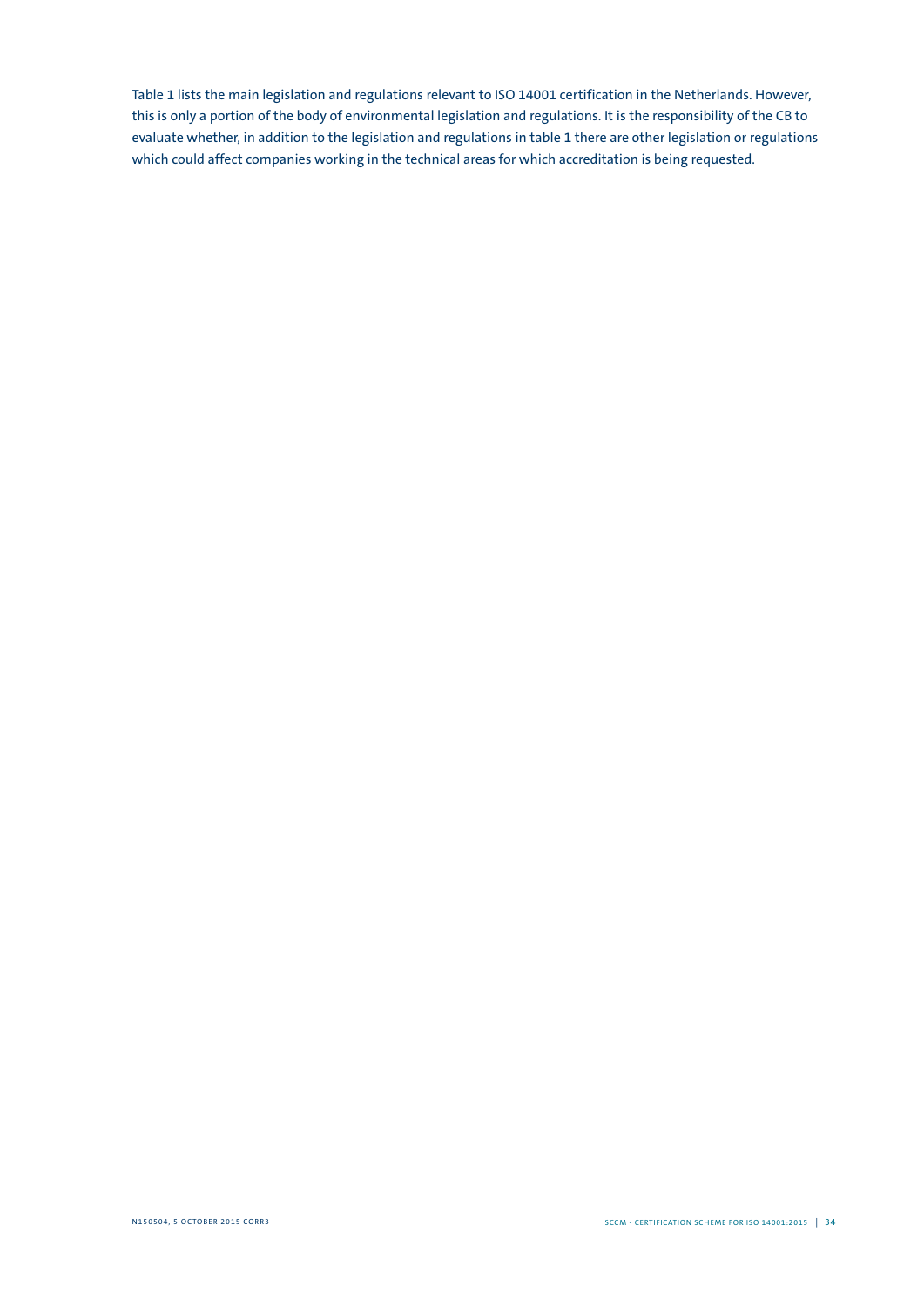Table 1 lists the main legislation and regulations relevant to ISO 14001 certification in the Netherlands. However, this is only a portion of the body of environmental legislation and regulations. It is the responsibility of the CB to evaluate whether, in addition to the legislation and regulations in table 1 there are other legislation or regulations which could affect companies working in the technical areas for which accreditation is being requested.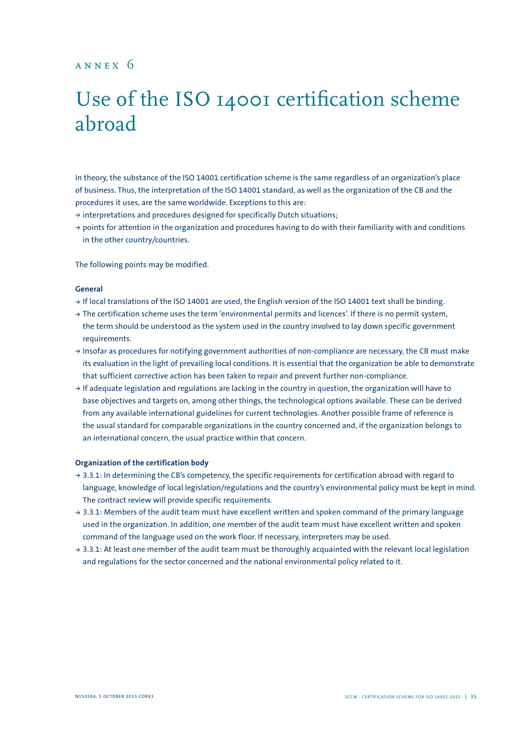ANNEX 6

# Use of the ISO 14001 certification scheme abroad

In theory, the substance of the ISO 14001 certification scheme is the same regardless of an organization's place of business. Thus, the interpretation of the ISO 14001 standard, as well as the organization of the CB and the procedures it uses, are the same worldwide. Exceptions to this are:

- interpretations and procedures designed for specifically Dutch situations;
- points for attention in the organization and procedures having to do with their familiarity with and conditions in the other country/countries.

The following points may be modified.

**General**

- If local translations of the ISO 14001 are used, the English version of the ISO 14001 text shall be binding.
- The certification scheme uses the term 'environmental permits and licences'. If there is no permit system, the term should be understood as the system used in the country involved to lay down specific government requirements.
- Insofar as procedures for notifying government authorities of non-compliance are necessary, the CB must make its evaluation in the light of prevailing local conditions. It is essential that the organization be able to demonstrate that sufficient corrective action has been taken to repair and prevent further non-compliance.
- If adequate legislation and regulations are lacking in the country in question, the organization will have to base objectives and targets on, among other things, the technological options available. These can be derived from any available international guidelines for current technologies. Another possible frame of reference is the usual standard for comparable organizations in the country concerned and, if the organization belongs to an international concern, the usual practice within that concern.

**Organization of the certification body**

- 3.3.1: In determining the CB's competency, the specific requirements for certification abroad with regard to language, knowledge of local legislation/regulations and the country's environmental policy must be kept in mind. The contract review will provide specific requirements.
- 3.3.1: Members of the audit team must have excellent written and spoken command of the primary language used in the organization. In addition, one member of the audit team must have excellent written and spoken command of the language used on the work floor. If necessary, interpreters may be used.
- 3.3.1: At least one member of the audit team must be thoroughly acquainted with the relevant local legislation and regulations for the sector concerned and the national environmental policy related to it.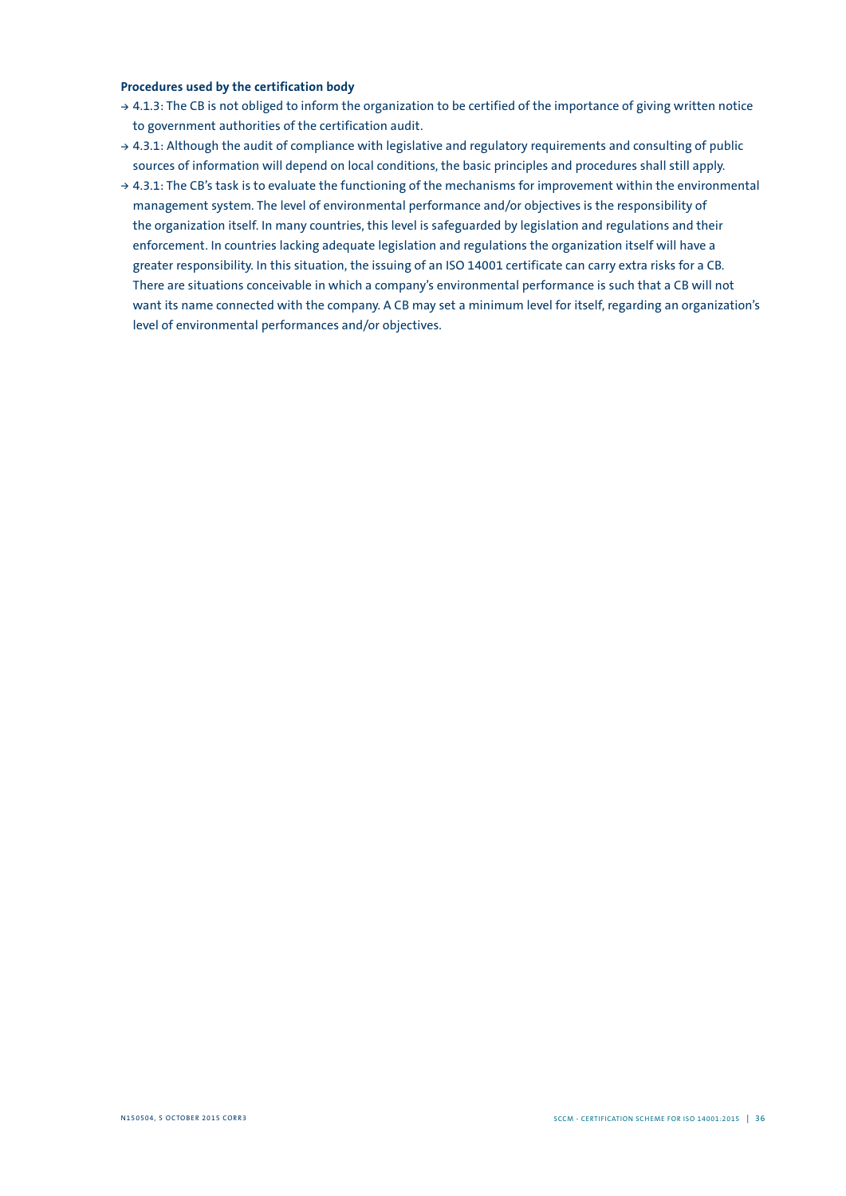**Procedures used by the certification body**

- → 4.1.3: The CB is not obliged to inform the organization to be certified of the importance of giving written notice to government authorities of the certification audit.
- → 4.3.1: Although the audit of compliance with legislative and regulatory requirements and consulting of public sources of information will depend on local conditions, the basic principles and procedures shall still apply.
- → 4.3.1: The CB's task is to evaluate the functioning of the mechanisms for improvement within the environmental management system. The level of environmental performance and/or objectives is the responsibility of the organization itself. In many countries, this level is safeguarded by legislation and regulations and their enforcement. In countries lacking adequate legislation and regulations the organization itself will have a greater responsibility. In this situation, the issuing of an ISO 14001 certificate can carry extra risks for a CB. There are situations conceivable in which a company's environmental performance is such that a CB will not want its name connected with the company. A CB may set a minimum level for itself, regarding an organization's level of environmental performances and/or objectives.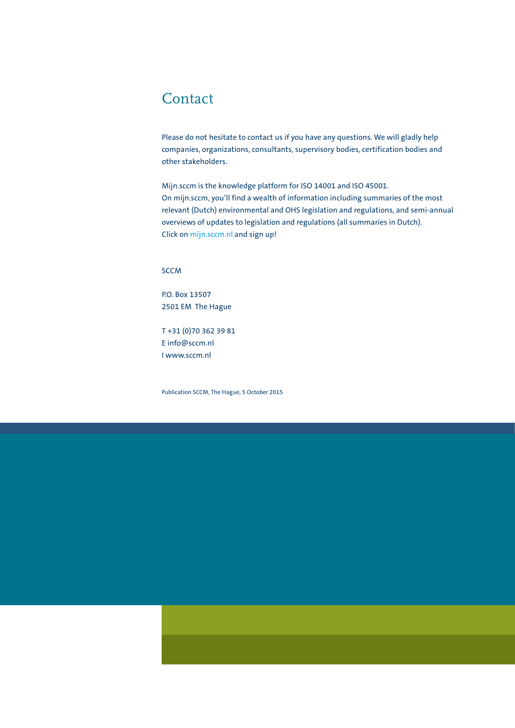# Contact

Please do not hesitate to contact us if you have any questions. We will gladly help companies, organizations, consultants, supervisory bodies, certification bodies and other stakeholders.

Mijn.sccm is the knowledge platform for ISO 14001 and ISO 45001.
On mijn.sccm, you'll find a wealth of information including summaries of the most relevant (Dutch) environmental and OHS legislation and regulations, and semi-annual overviews of updates to legislation and regulations (all summaries in Dutch).
Click on mijn.sccm.nl and sign up!

SCCM

P.O. Box 13507
2501 EM The Hague

T +31 (0)70 362 39 81
E info@sccm.nl
I www.sccm.nl

Publication SCCM, The Hague, 5 October 2015